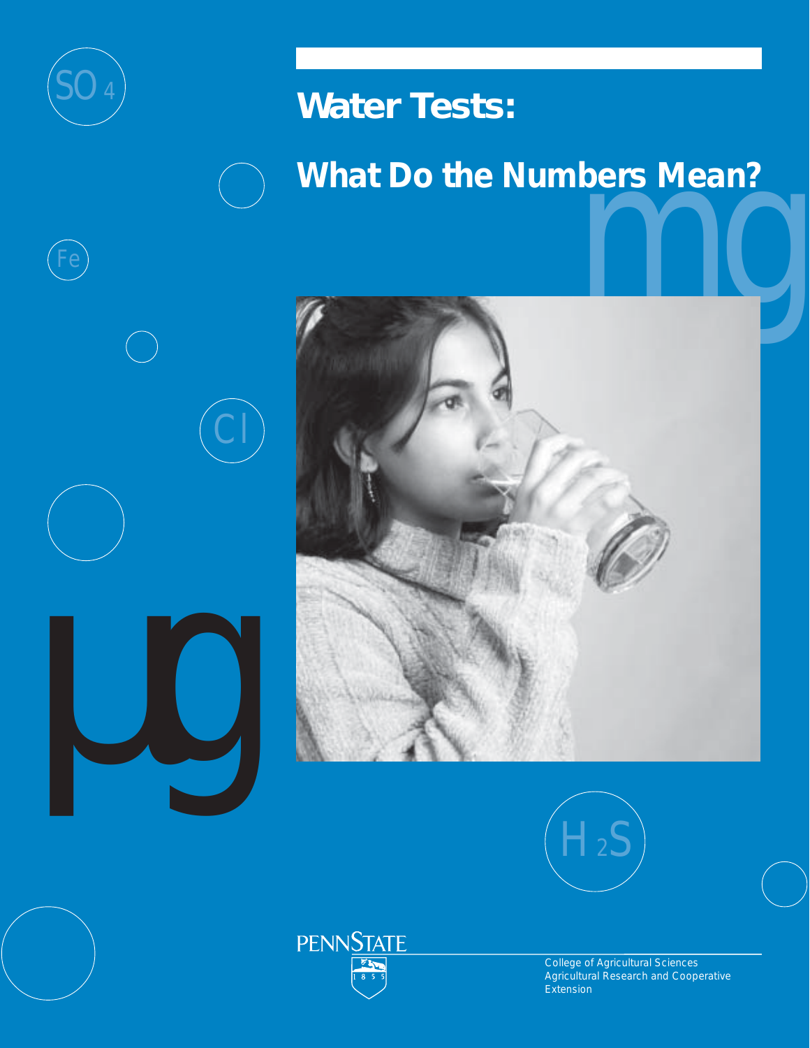# Water Tests: What Do the Numbers Mean?

College of Agricultural Sciences
Agricultural Research and Cooperative Extension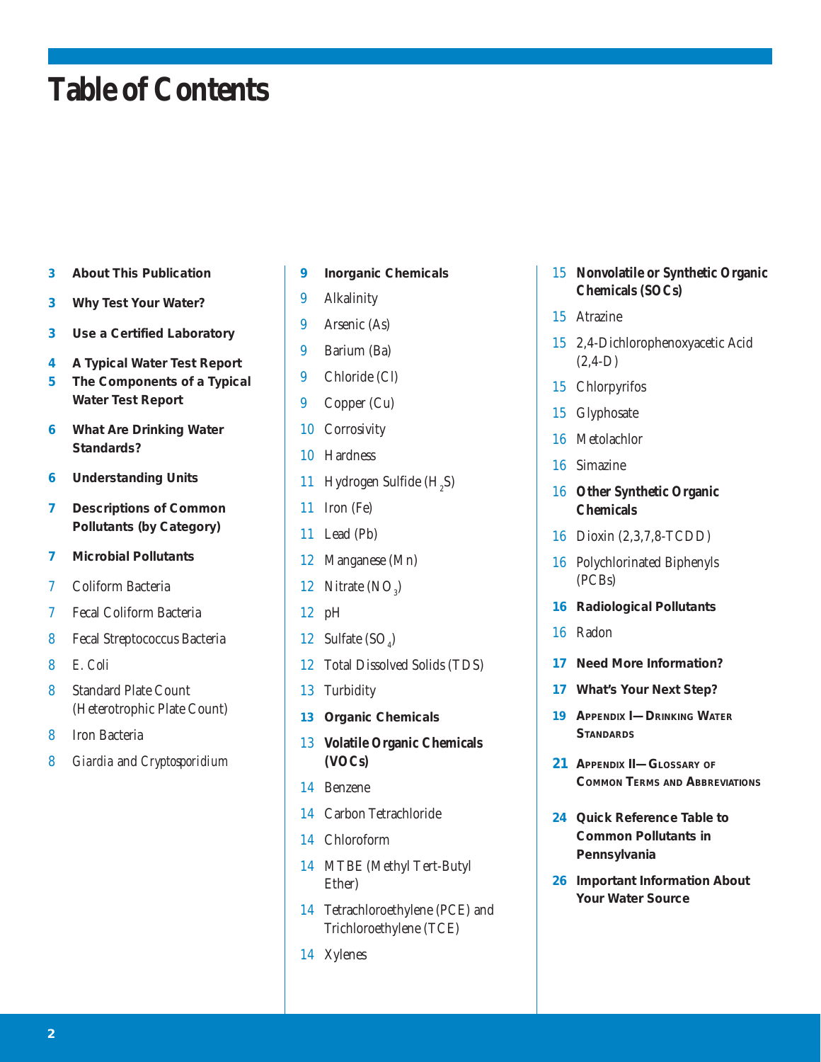# Table of Contents

- 3 **About This Publication**
- 3 **Why Test Your Water?**
- 3 **Use a Certified Laboratory**
- 4 **A Typical Water Test Report**
- 5 **The Components of a Typical Water Test Report**
- 6 **What Are Drinking Water Standards?**
- 6 **Understanding Units**
- 7 **Descriptions of Common Pollutants (by Category)**
- 7 **Microbial Pollutants**
- 7 Coliform Bacteria
- 7 Fecal Coliform Bacteria
- 8 Fecal Streptococcus Bacteria
- 8 E. Coli
- 8 Standard Plate Count (Heterotrophic Plate Count)
- 8 Iron Bacteria
- 8 *Giardia* and *Cryptosporidium*
- 9 **Inorganic Chemicals**
- 9 Alkalinity
- 9 Arsenic (As)
- 9 Barium (Ba)
- 9 Chloride (Cl)
- 9 Copper (Cu)
- 10 Corrosivity
- 10 Hardness
- 11 Hydrogen Sulfide ($H_2S$)
- 11 Iron (Fe)
- 11 Lead (Pb)
- 12 Manganese (Mn)
- 12 Nitrate ($NO_3$)
- 12 pH
- 12 Sulfate ($SO_4$)
- 12 Total Dissolved Solids (TDS)
- 13 Turbidity
- 13 **Organic Chemicals**
- 13 **Volatile Organic Chemicals (VOCs)**
- 14 Benzene
- 14 Carbon Tetrachloride
- 14 Chloroform
- 14 MTBE (Methyl Tert-Butyl Ether)
- 14 Tetrachloroethylene (PCE) and Trichloroethylene (TCE)
- 14 Xylenes
- 15 **Nonvolatile or Synthetic Organic Chemicals (SOCs)**
- 15 Atrazine
- 15 2,4-Dichlorophenoxyacetic Acid (2,4-D)
- 15 Chlorpyrifos
- 15 Glyphosate
- 16 Metolachlor
- 16 Simazine
- 16 **Other Synthetic Organic Chemicals**
- 16 Dioxin (2,3,7,8-TCDD)
- 16 Polychlorinated Biphenyls (PCBs)
- 16 **Radiological Pollutants**
- 16 Radon
- 17 **Need More Information?**
- 17 **What's Your Next Step?**
- 19 **Appendix I—Drinking Water Standards**
- 21 **Appendix II—Glossary of Common Terms and Abbreviations**
- 24 **Quick Reference Table to Common Pollutants in Pennsylvania**
- 26 **Important Information About Your Water Source**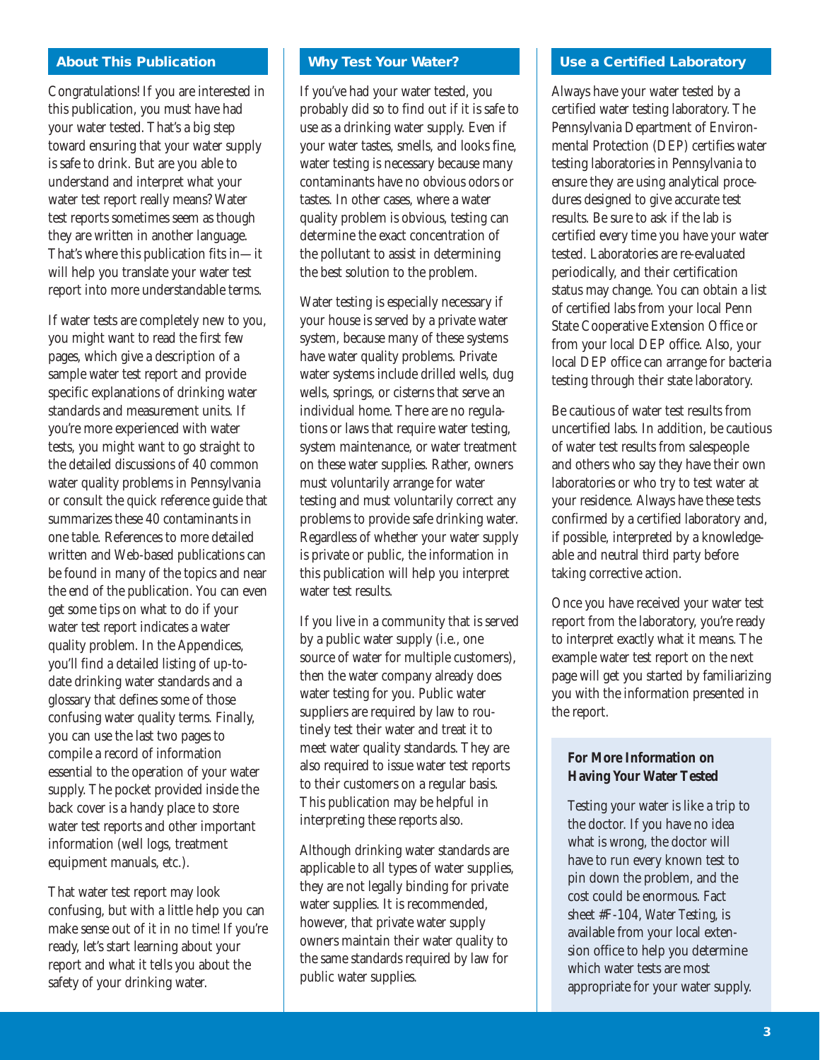## About This Publication

Congratulations! If you are interested in this publication, you must have had your water tested. That's a big step toward ensuring that your water supply is safe to drink. But are you able to understand and interpret what your water test report really means? Water test reports sometimes seem as though they are written in another language. That's where this publication fits in—it will help you translate your water test report into more understandable terms.

If water tests are completely new to you, you might want to read the first few pages, which give a description of a sample water test report and provide specific explanations of drinking water standards and measurement units. If you're more experienced with water tests, you might want to go straight to the detailed discussions of 40 common water quality problems in Pennsylvania or consult the quick reference guide that summarizes these 40 contaminants in one table. References to more detailed written and Web-based publications can be found in many of the topics and near the end of the publication. You can even get some tips on what to do if your water test report indicates a water quality problem. In the Appendices, you'll find a detailed listing of up-to-date drinking water standards and a glossary that defines some of those confusing water quality terms. Finally, you can use the last two pages to compile a record of information essential to the operation of your water supply. The pocket provided inside the back cover is a handy place to store water test reports and other important information (well logs, treatment equipment manuals, etc.).

That water test report may look confusing, but with a little help you can make sense out of it in no time! If you're ready, let's start learning about your report and what it tells you about the safety of your drinking water.

## Why Test Your Water?

If you've had your water tested, you probably did so to find out if it is safe to use as a drinking water supply. Even if your water tastes, smells, and looks fine, water testing is necessary because many contaminants have no obvious odors or tastes. In other cases, where a water quality problem is obvious, testing can determine the exact concentration of the pollutant to assist in determining the best solution to the problem.

Water testing is especially necessary if your house is served by a private water system, because many of these systems have water quality problems. Private water systems include drilled wells, dug wells, springs, or cisterns that serve an individual home. There are no regulations or laws that require water testing, system maintenance, or water treatment on these water supplies. Rather, owners must voluntarily arrange for water testing and must voluntarily correct any problems to provide safe drinking water. Regardless of whether your water supply is private or public, the information in this publication will help you interpret water test results.

If you live in a community that is served by a public water supply (i.e., one source of water for multiple customers), then the water company already does water testing for you. Public water suppliers are required by law to routinely test their water and treat it to meet water quality standards. They are also required to issue water test reports to their customers on a regular basis. This publication may be helpful in interpreting these reports also.

Although drinking water standards are applicable to all types of water supplies, they are not legally binding for private water supplies. It is recommended, however, that private water supply owners maintain their water quality to the same standards required by law for public water supplies.

## Use a Certified Laboratory

Always have your water tested by a certified water testing laboratory. The Pennsylvania Department of Environmental Protection (DEP) certifies water testing laboratories in Pennsylvania to ensure they are using analytical procedures designed to give accurate test results. Be sure to ask if the lab is certified every time you have your water tested. Laboratories are re-evaluated periodically, and their certification status may change. You can obtain a list of certified labs from your local Penn State Cooperative Extension Office or from your local DEP office. Also, your local DEP office can arrange for bacteria testing through their state laboratory.

Be cautious of water test results from uncertified labs. In addition, be cautious of water test results from salespeople and others who say they have their own laboratories or who try to test water at your residence. Always have these tests confirmed by a certified laboratory and, if possible, interpreted by a knowledgeable and neutral third party before taking corrective action.

Once you have received your water test report from the laboratory, you're ready to interpret exactly what it means. The example water test report on the next page will get you started by familiarizing you with the information presented in the report.

### For More Information on Having Your Water Tested

Testing your water is like a trip to the doctor. If you have no idea what is wrong, the doctor will have to run every known test to pin down the problem, and the cost could be enormous. Fact sheet #F-104, *Water Testing*, is available from your local extension office to help you determine which water tests are most appropriate for your water supply.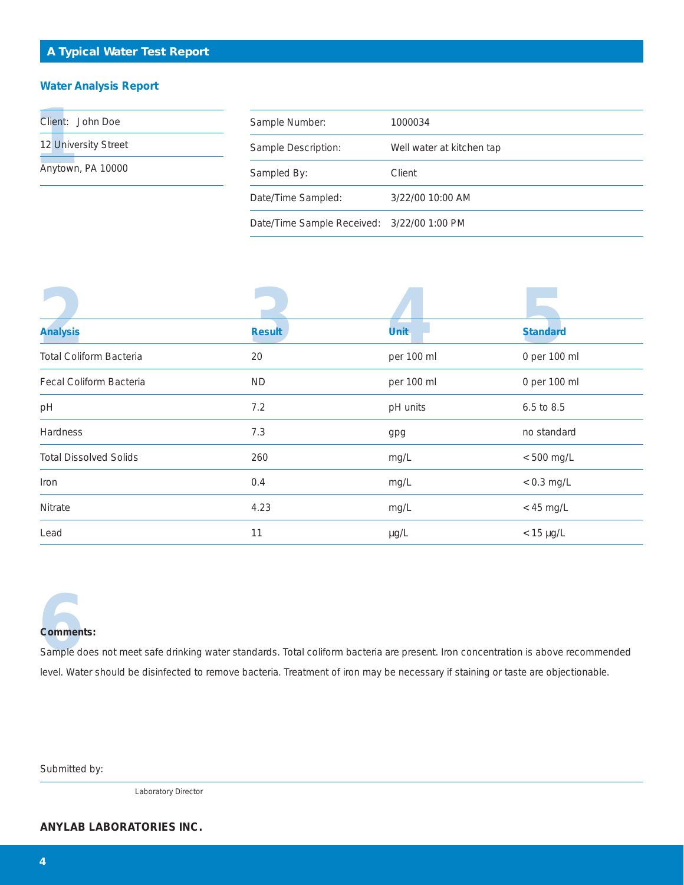## A Typical Water Test Report

### Water Analysis Report

1

Client: John Doe

12 University Street

Anytown, PA 10000

| | |
|---|---|
| Sample Number: | 1000034 |
| Sample Description: | Well water at kitchen tap |
| Sampled By: | Client |
| Date/Time Sampled: | 3/22/00 10:00 AM |
| Date/Time Sample Received: | 3/22/00 1:00 PM |

| 2 Analysis | 3 Result | 4 Unit | 5 Standard |
|---|---|---|---|
| Total Coliform Bacteria | 20 | per 100 ml | 0 per 100 ml |
| Fecal Coliform Bacteria | ND | per 100 ml | 0 per 100 ml |
| pH | 7.2 | pH units | 6.5 to 8.5 |
| Hardness | 7.3 | gpg | no standard |
| Total Dissolved Solids | 260 | mg/L | < 500 mg/L |
| Iron | 0.4 | mg/L | < 0.3 mg/L |
| Nitrate | 4.23 | mg/L | < 45 mg/L |
| Lead | 11 | µg/L | < 15 µg/L |

6

**Comments:**

Sample does not meet safe drinking water standards. Total coliform bacteria are present. Iron concentration is above recommended level. Water should be disinfected to remove bacteria. Treatment of iron may be necessary if staining or taste are objectionable.

Submitted by:

Laboratory Director

**ANYLAB LABORATORIES INC.**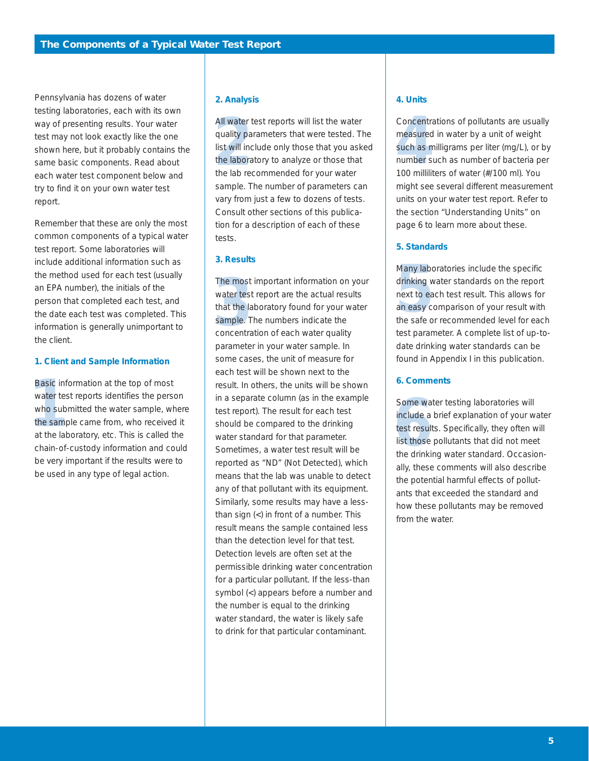## The Components of a Typical Water Test Report

Pennsylvania has dozens of water testing laboratories, each with its own way of presenting results. Your water test may not look exactly like the one shown here, but it probably contains the same basic components. Read about each water test component below and try to find it on your own water test report.

Remember that these are only the most common components of a typical water test report. Some laboratories will include additional information such as the method used for each test (usually an EPA number), the initials of the person that completed each test, and the date each test was completed. This information is generally unimportant to the client.

### 1. Client and Sample Information

Basic information at the top of most water test reports identifies the person who submitted the water sample, where the sample came from, who received it at the laboratory, etc. This is called the chain-of-custody information and could be very important if the results were to be used in any type of legal action.

### 2. Analysis

All water test reports will list the water quality parameters that were tested. The list will include only those that you asked the laboratory to analyze or those that the lab recommended for your water sample. The number of parameters can vary from just a few to dozens of tests. Consult other sections of this publication for a description of each of these tests.

### 3. Results

The most important information on your water test report are the actual results that the laboratory found for your water sample. The numbers indicate the concentration of each water quality parameter in your water sample. In some cases, the unit of measure for each test will be shown next to the result. In others, the units will be shown in a separate column (as in the example test report). The result for each test should be compared to the drinking water standard for that parameter. Sometimes, a water test result will be reported as "ND" (Not Detected), which means that the lab was unable to detect any of that pollutant with its equipment. Similarly, some results may have a less-than sign (<) in front of a number. This result means the sample contained less than the detection level for that test. Detection levels are often set at the permissible drinking water concentration for a particular pollutant. If the less-than symbol (<) appears before a number and the number is equal to the drinking water standard, the water is likely safe to drink for that particular contaminant.

### 4. Units

Concentrations of pollutants are usually measured in water by a unit of weight such as milligrams per liter (mg/L), or by number such as number of bacteria per 100 milliliters of water (#/100 ml). You might see several different measurement units on your water test report. Refer to the section "Understanding Units" on page 6 to learn more about these.

### 5. Standards

Many laboratories include the specific drinking water standards on the report next to each test result. This allows for an easy comparison of your result with the safe or recommended level for each test parameter. A complete list of up-to-date drinking water standards can be found in Appendix I in this publication.

### 6. Comments

Some water testing laboratories will include a brief explanation of your water test results. Specifically, they often will list those pollutants that did not meet the drinking water standard. Occasionally, these comments will also describe the potential harmful effects of pollutants that exceeded the standard and how these pollutants may be removed from the water.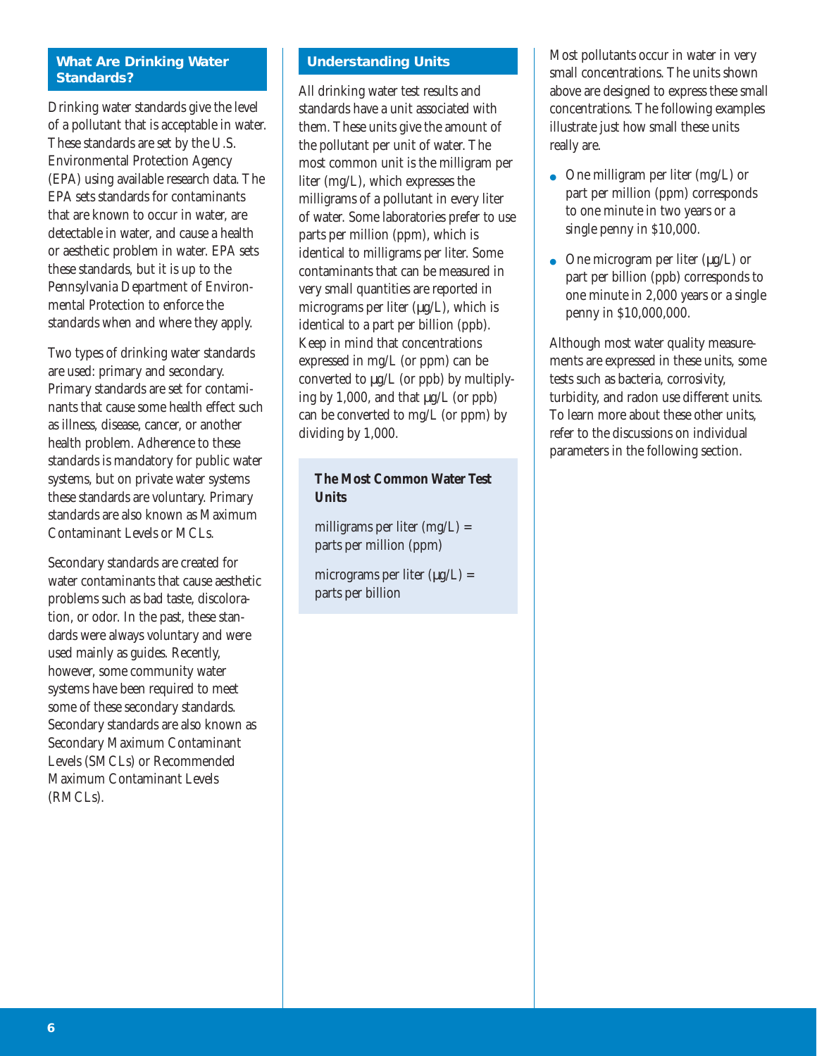## What Are Drinking Water Standards?

Drinking water standards give the level of a pollutant that is acceptable in water. These standards are set by the U.S. Environmental Protection Agency (EPA) using available research data. The EPA sets standards for contaminants that are known to occur in water, are detectable in water, and cause a health or aesthetic problem in water. EPA sets these standards, but it is up to the Pennsylvania Department of Environmental Protection to enforce the standards when and where they apply.

Two types of drinking water standards are used: primary and secondary. Primary standards are set for contaminants that cause some health effect such as illness, disease, cancer, or another health problem. Adherence to these standards is mandatory for public water systems, but on private water systems these standards are voluntary. Primary standards are also known as Maximum Contaminant Levels or MCLs.

Secondary standards are created for water contaminants that cause aesthetic problems such as bad taste, discoloration, or odor. In the past, these standards were always voluntary and were used mainly as guides. Recently, however, some community water systems have been required to meet some of these secondary standards. Secondary standards are also known as Secondary Maximum Contaminant Levels (SMCLs) or Recommended Maximum Contaminant Levels (RMCLs).

## Understanding Units

All drinking water test results and standards have a unit associated with them. These units give the amount of the pollutant per unit of water. The most common unit is the milligram per liter (mg/L), which expresses the milligrams of a pollutant in every liter of water. Some laboratories prefer to use parts per million (ppm), which is identical to milligrams per liter. Some contaminants that can be measured in very small quantities are reported in micrograms per liter (µg/L), which is identical to a part per billion (ppb). Keep in mind that concentrations expressed in mg/L (or ppm) can be converted to µg/L (or ppb) by multiplying by 1,000, and that µg/L (or ppb) can be converted to mg/L (or ppm) by dividing by 1,000.

**The Most Common Water Test Units**

milligrams per liter (mg/L) = parts per million (ppm)

micrograms per liter (µg/L) = parts per billion

Most pollutants occur in water in very small concentrations. The units shown above are designed to express these small concentrations. The following examples illustrate just how small these units really are.

- One milligram per liter (mg/L) or part per million (ppm) corresponds to one minute in two years or a single penny in $10,000.
- One microgram per liter (µg/L) or part per billion (ppb) corresponds to one minute in 2,000 years or a single penny in $10,000,000.

Although most water quality measurements are expressed in these units, some tests such as bacteria, corrosivity, turbidity, and radon use different units. To learn more about these other units, refer to the discussions on individual parameters in the following section.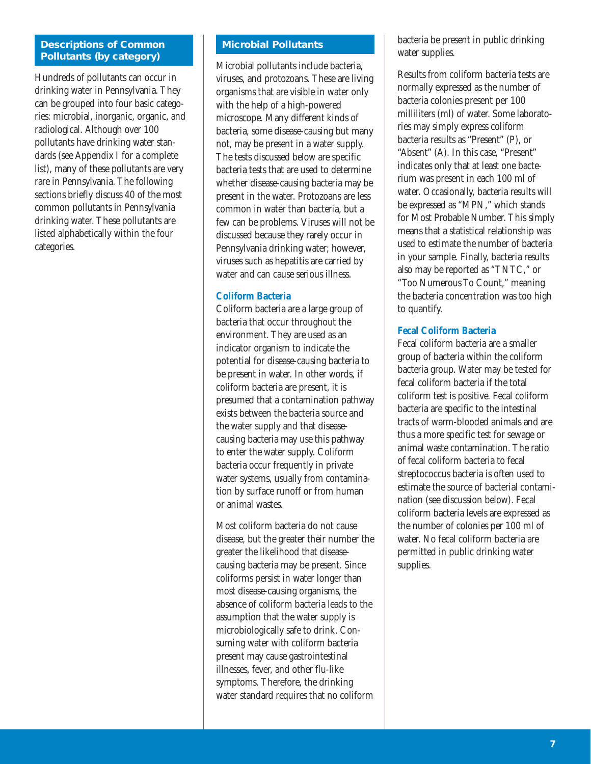## Descriptions of Common Pollutants (by category)

Hundreds of pollutants can occur in drinking water in Pennsylvania. They can be grouped into four basic categories: microbial, inorganic, organic, and radiological. Although over 100 pollutants have drinking water standards (see Appendix I for a complete list), many of these pollutants are very rare in Pennsylvania. The following sections briefly discuss 40 of the most common pollutants in Pennsylvania drinking water. These pollutants are listed alphabetically within the four categories.

## Microbial Pollutants

Microbial pollutants include bacteria, viruses, and protozoans. These are living organisms that are visible in water only with the help of a high-powered microscope. Many different kinds of bacteria, some disease-causing but many not, may be present in a water supply. The tests discussed below are specific bacteria tests that are used to determine whether disease-causing bacteria may be present in the water. Protozoans are less common in water than bacteria, but a few can be problems. Viruses will not be discussed because they rarely occur in Pennsylvania drinking water; however, viruses such as hepatitis are carried by water and can cause serious illness.

### Coliform Bacteria

Coliform bacteria are a large group of bacteria that occur throughout the environment. They are used as an indicator organism to indicate the potential for disease-causing bacteria to be present in water. In other words, if coliform bacteria are present, it is presumed that a contamination pathway exists between the bacteria source and the water supply and that disease-causing bacteria may use this pathway to enter the water supply. Coliform bacteria occur frequently in private water systems, usually from contamination by surface runoff or from human or animal wastes.

Most coliform bacteria do not cause disease, but the greater their number the greater the likelihood that disease-causing bacteria may be present. Since coliforms persist in water longer than most disease-causing organisms, the absence of coliform bacteria leads to the assumption that the water supply is microbiologically safe to drink. Consuming water with coliform bacteria present may cause gastrointestinal illnesses, fever, and other flu-like symptoms. Therefore, the drinking water standard requires that no coliform bacteria be present in public drinking water supplies.

Results from coliform bacteria tests are normally expressed as the number of bacteria colonies present per 100 milliliters (ml) of water. Some laboratories may simply express coliform bacteria results as "Present" (P), or "Absent" (A). In this case, "Present" indicates only that at least one bacterium was present in each 100 ml of water. Occasionally, bacteria results will be expressed as "MPN," which stands for Most Probable Number. This simply means that a statistical relationship was used to estimate the number of bacteria in your sample. Finally, bacteria results also may be reported as "TNTC," or "Too Numerous To Count," meaning the bacteria concentration was too high to quantify.

### Fecal Coliform Bacteria

Fecal coliform bacteria are a smaller group of bacteria within the coliform bacteria group. Water may be tested for fecal coliform bacteria if the total coliform test is positive. Fecal coliform bacteria are specific to the intestinal tracts of warm-blooded animals and are thus a more specific test for sewage or animal waste contamination. The ratio of fecal coliform bacteria to fecal streptococcus bacteria is often used to estimate the source of bacterial contamination (see discussion below). Fecal coliform bacteria levels are expressed as the number of colonies per 100 ml of water. No fecal coliform bacteria are permitted in public drinking water supplies.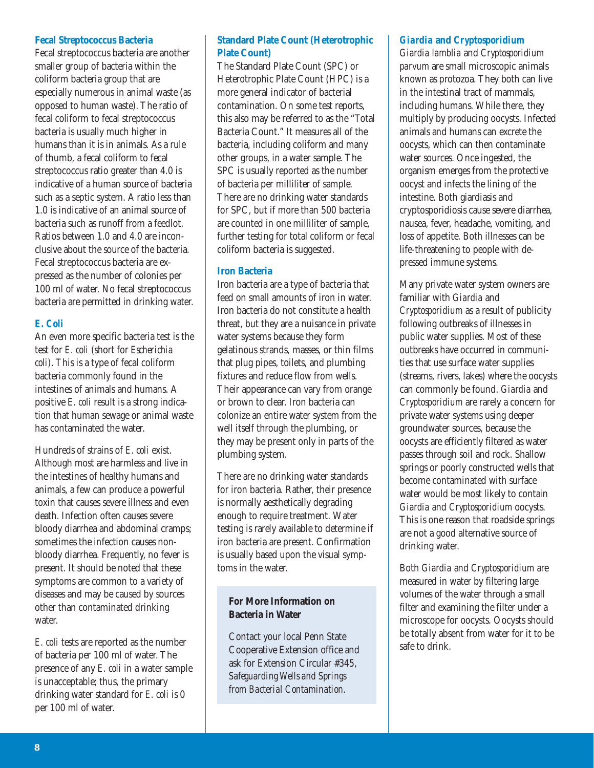### Fecal Streptococcus Bacteria

Fecal streptococcus bacteria are another smaller group of bacteria within the coliform bacteria group that are especially numerous in animal waste (as opposed to human waste). The ratio of fecal coliform to fecal streptococcus bacteria is usually much higher in humans than it is in animals. As a rule of thumb, a fecal coliform to fecal streptococcus ratio greater than 4.0 is indicative of a human source of bacteria such as a septic system. A ratio less than 1.0 is indicative of an animal source of bacteria such as runoff from a feedlot. Ratios between 1.0 and 4.0 are inconclusive about the source of the bacteria. Fecal streptococcus bacteria are expressed as the number of colonies per 100 ml of water. No fecal streptococcus bacteria are permitted in drinking water.

### E. Coli

An even more specific bacteria test is the test for *E. coli* (short for *Escherichia coli*). This is a type of fecal coliform bacteria commonly found in the intestines of animals and humans. A positive *E. coli* result is a strong indication that human sewage or animal waste has contaminated the water.

Hundreds of strains of *E. coli* exist. Although most are harmless and live in the intestines of healthy humans and animals, a few can produce a powerful toxin that causes severe illness and even death. Infection often causes severe bloody diarrhea and abdominal cramps; sometimes the infection causes non-bloody diarrhea. Frequently, no fever is present. It should be noted that these symptoms are common to a variety of diseases and may be caused by sources other than contaminated drinking water.

*E. coli* tests are reported as the number of bacteria per 100 ml of water. The presence of any *E. coli* in a water sample is unacceptable; thus, the primary drinking water standard for *E. coli* is 0 per 100 ml of water.

### Standard Plate Count (Heterotrophic Plate Count)

The Standard Plate Count (SPC) or Heterotrophic Plate Count (HPC) is a more general indicator of bacterial contamination. On some test reports, this also may be referred to as the "Total Bacteria Count." It measures all of the bacteria, including coliform and many other groups, in a water sample. The SPC is usually reported as the number of bacteria per milliliter of sample. There are no drinking water standards for SPC, but if more than 500 bacteria are counted in one milliliter of sample, further testing for total coliform or fecal coliform bacteria is suggested.

### Iron Bacteria

Iron bacteria are a type of bacteria that feed on small amounts of iron in water. Iron bacteria do not constitute a health threat, but they are a nuisance in private water systems because they form gelatinous strands, masses, or thin films that plug pipes, toilets, and plumbing fixtures and reduce flow from wells. Their appearance can vary from orange or brown to clear. Iron bacteria can colonize an entire water system from the well itself through the plumbing, or they may be present only in parts of the plumbing system.

There are no drinking water standards for iron bacteria. Rather, their presence is normally aesthetically degrading enough to require treatment. Water testing is rarely available to determine if iron bacteria are present. Confirmation is usually based upon the visual symptoms in the water.

**For More Information on Bacteria in Water**

Contact your local Penn State Cooperative Extension office and ask for Extension Circular #345, *Safeguarding Wells and Springs from Bacterial Contamination.*

### Giardia and Cryptosporidium

*Giardia lamblia* and *Cryptosporidium parvum* are small microscopic animals known as protozoa. They both can live in the intestinal tract of mammals, including humans. While there, they multiply by producing oocysts. Infected animals and humans can excrete the oocysts, which can then contaminate water sources. Once ingested, the organism emerges from the protective oocyst and infects the lining of the intestine. Both giardiasis and cryptosporidiosis cause severe diarrhea, nausea, fever, headache, vomiting, and loss of appetite. Both illnesses can be life-threatening to people with depressed immune systems.

Many private water system owners are familiar with *Giardia* and *Cryptosporidium* as a result of publicity following outbreaks of illnesses in public water supplies. Most of these outbreaks have occurred in communities that use surface water supplies (streams, rivers, lakes) where the oocysts can commonly be found. *Giardia* and *Cryptosporidium* are rarely a concern for private water systems using deeper groundwater sources, because the oocysts are efficiently filtered as water passes through soil and rock. Shallow springs or poorly constructed wells that become contaminated with surface water would be most likely to contain *Giardia* and *Cryptosporidium* oocysts. This is one reason that roadside springs are not a good alternative source of drinking water.

Both *Giardia* and *Cryptosporidium* are measured in water by filtering large volumes of the water through a small filter and examining the filter under a microscope for oocysts. Oocysts should be totally absent from water for it to be safe to drink.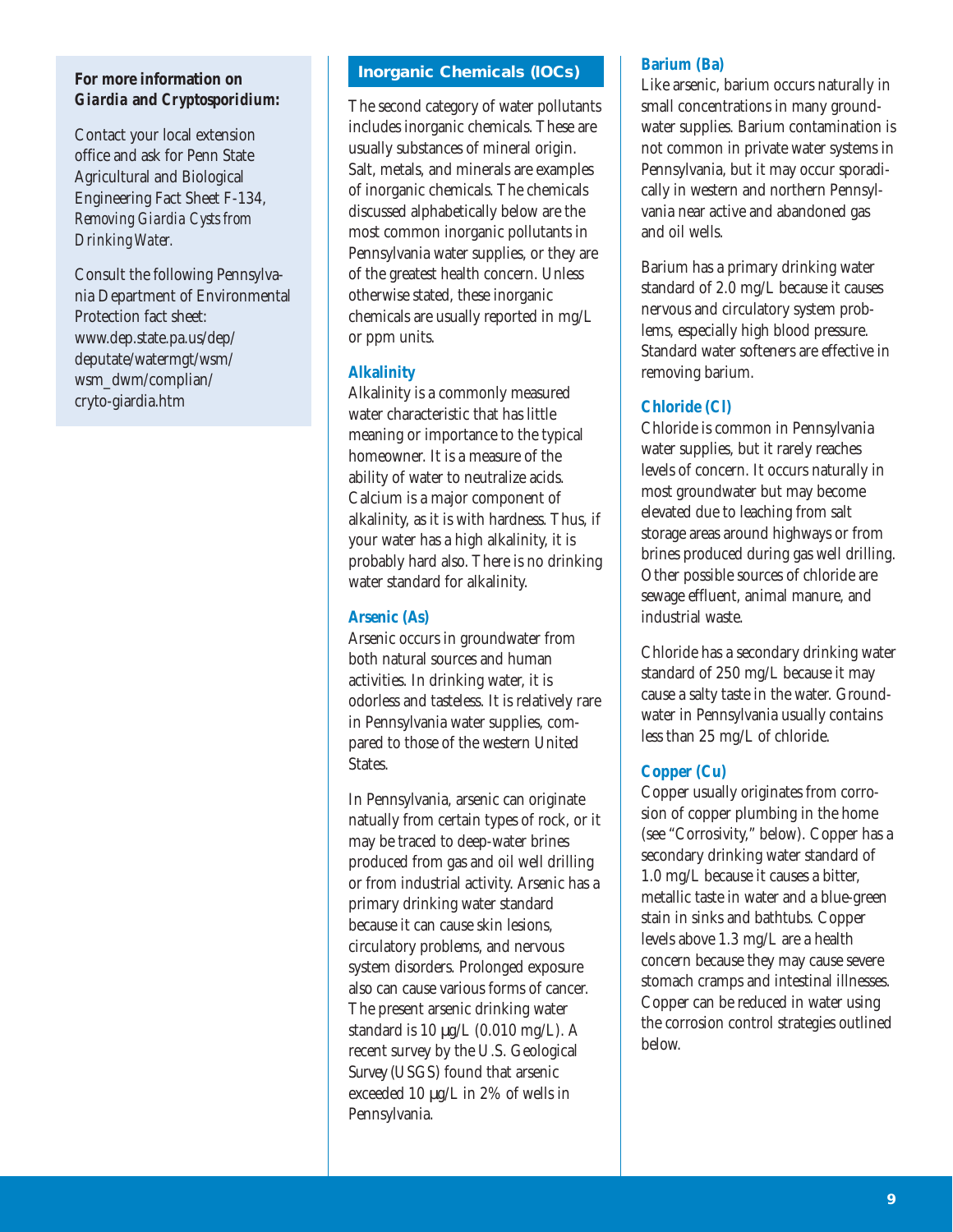**For more information on *Giardia* and *Cryptosporidium*:**

Contact your local extension office and ask for Penn State Agricultural and Biological Engineering Fact Sheet F-134, *Removing Giardia Cysts from Drinking Water*.

Consult the following Pennsylvania Department of Environmental Protection fact sheet: www.dep.state.pa.us/dep/deputate/watermgt/wsm/wsm_dwm/complian/cryto-giardia.htm

## Inorganic Chemicals (IOCs)

The second category of water pollutants includes inorganic chemicals. These are usually substances of mineral origin. Salt, metals, and minerals are examples of inorganic chemicals. The chemicals discussed alphabetically below are the most common inorganic pollutants in Pennsylvania water supplies, or they are of the greatest health concern. Unless otherwise stated, these inorganic chemicals are usually reported in mg/L or ppm units.

### Alkalinity

Alkalinity is a commonly measured water characteristic that has little meaning or importance to the typical homeowner. It is a measure of the ability of water to neutralize acids. Calcium is a major component of alkalinity, as it is with hardness. Thus, if your water has a high alkalinity, it is probably hard also. There is no drinking water standard for alkalinity.

### Arsenic (As)

Arsenic occurs in groundwater from both natural sources and human activities. In drinking water, it is odorless and tasteless. It is relatively rare in Pennsylvania water supplies, compared to those of the western United States.

In Pennsylvania, arsenic can originate natually from certain types of rock, or it may be traced to deep-water brines produced from gas and oil well drilling or from industrial activity. Arsenic has a primary drinking water standard because it can cause skin lesions, circulatory problems, and nervous system disorders. Prolonged exposure also can cause various forms of cancer. The present arsenic drinking water standard is 10 µg/L (0.010 mg/L). A recent survey by the U.S. Geological Survey (USGS) found that arsenic exceeded 10 µg/L in 2% of wells in Pennsylvania.

### Barium (Ba)

Like arsenic, barium occurs naturally in small concentrations in many groundwater supplies. Barium contamination is not common in private water systems in Pennsylvania, but it may occur sporadically in western and northern Pennsylvania near active and abandoned gas and oil wells.

Barium has a primary drinking water standard of 2.0 mg/L because it causes nervous and circulatory system problems, especially high blood pressure. Standard water softeners are effective in removing barium.

### Chloride (Cl)

Chloride is common in Pennsylvania water supplies, but it rarely reaches levels of concern. It occurs naturally in most groundwater but may become elevated due to leaching from salt storage areas around highways or from brines produced during gas well drilling. Other possible sources of chloride are sewage effluent, animal manure, and industrial waste.

Chloride has a secondary drinking water standard of 250 mg/L because it may cause a salty taste in the water. Groundwater in Pennsylvania usually contains less than 25 mg/L of chloride.

### Copper (Cu)

Copper usually originates from corrosion of copper plumbing in the home (see "Corrosivity," below). Copper has a secondary drinking water standard of 1.0 mg/L because it causes a bitter, metallic taste in water and a blue-green stain in sinks and bathtubs. Copper levels above 1.3 mg/L are a health concern because they may cause severe stomach cramps and intestinal illnesses. Copper can be reduced in water using the corrosion control strategies outlined below.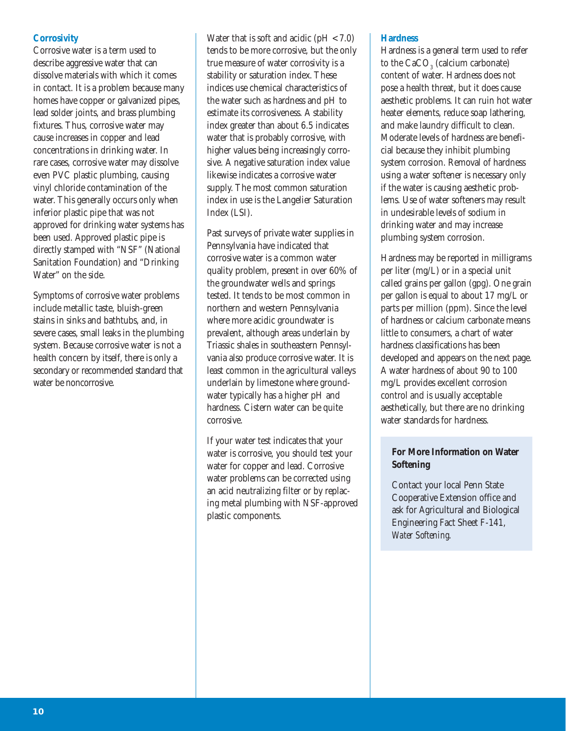### Corrosivity

Corrosive water is a term used to describe aggressive water that can dissolve materials with which it comes in contact. It is a problem because many homes have copper or galvanized pipes, lead solder joints, and brass plumbing fixtures. Thus, corrosive water may cause increases in copper and lead concentrations in drinking water. In rare cases, corrosive water may dissolve even PVC plastic plumbing, causing vinyl chloride contamination of the water. This generally occurs only when inferior plastic pipe that was not approved for drinking water systems has been used. Approved plastic pipe is directly stamped with "NSF" (National Sanitation Foundation) and "Drinking Water" on the side.

Symptoms of corrosive water problems include metallic taste, bluish-green stains in sinks and bathtubs, and, in severe cases, small leaks in the plumbing system. Because corrosive water is not a health concern by itself, there is only a secondary or recommended standard that water be noncorrosive.

Water that is soft and acidic (pH < 7.0) tends to be more corrosive, but the only true measure of water corrosivity is a stability or saturation index. These indices use chemical characteristics of the water such as hardness and pH to estimate its corrosiveness. A stability index greater than about 6.5 indicates water that is probably corrosive, with higher values being increasingly corrosive. A negative saturation index value likewise indicates a corrosive water supply. The most common saturation index in use is the Langelier Saturation Index (LSI).

Past surveys of private water supplies in Pennsylvania have indicated that corrosive water is a common water quality problem, present in over 60% of the groundwater wells and springs tested. It tends to be most common in northern and western Pennsylvania where more acidic groundwater is prevalent, although areas underlain by Triassic shales in southeastern Pennsylvania also produce corrosive water. It is least common in the agricultural valleys underlain by limestone where groundwater typically has a higher pH and hardness. Cistern water can be quite corrosive.

If your water test indicates that your water is corrosive, you should test your water for copper and lead. Corrosive water problems can be corrected using an acid neutralizing filter or by replacing metal plumbing with NSF-approved plastic components.

### Hardness

Hardness is a general term used to refer to the $CaCO_3$ (calcium carbonate) content of water. Hardness does not pose a health threat, but it does cause aesthetic problems. It can ruin hot water heater elements, reduce soap lathering, and make laundry difficult to clean. Moderate levels of hardness are beneficial because they inhibit plumbing system corrosion. Removal of hardness using a water softener is necessary only if the water is causing aesthetic problems. Use of water softeners may result in undesirable levels of sodium in drinking water and may increase plumbing system corrosion.

Hardness may be reported in milligrams per liter (mg/L) or in a special unit called grains per gallon (gpg). One grain per gallon is equal to about 17 mg/L or parts per million (ppm). Since the level of hardness or calcium carbonate means little to consumers, a chart of water hardness classifications has been developed and appears on the next page. A water hardness of about 90 to 100 mg/L provides excellent corrosion control and is usually acceptable aesthetically, but there are no drinking water standards for hardness.

**For More Information on Water Softening**

Contact your local Penn State Cooperative Extension office and ask for Agricultural and Biological Engineering Fact Sheet F-141, *Water Softening*.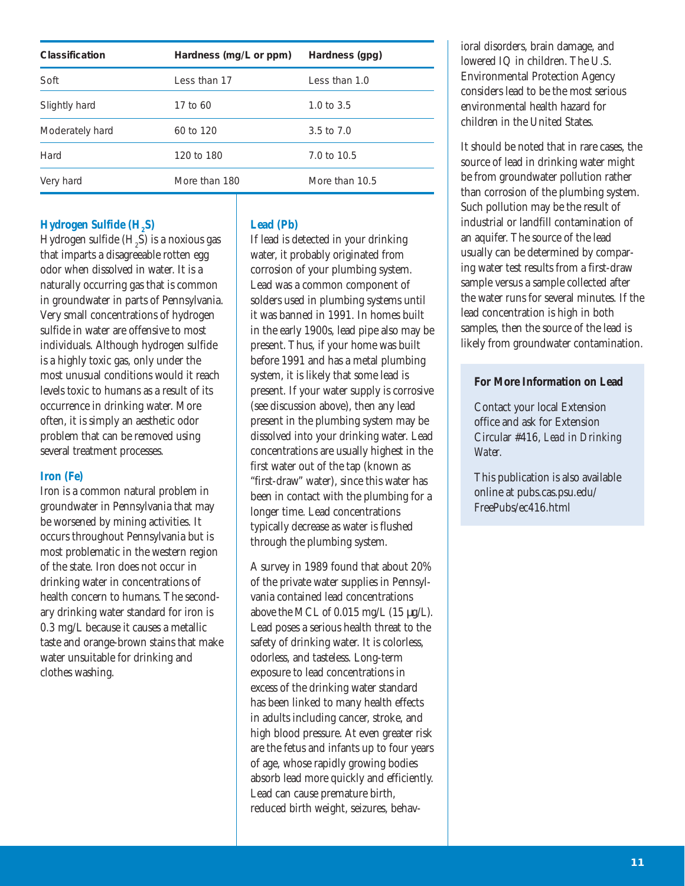| Classification | Hardness (mg/L or ppm) | Hardness (gpg) |
| --- | --- | --- |
| Soft | Less than 17 | Less than 1.0 |
| Slightly hard | 17 to 60 | 1.0 to 3.5 |
| Moderately hard | 60 to 120 | 3.5 to 7.0 |
| Hard | 120 to 180 | 7.0 to 10.5 |
| Very hard | More than 180 | More than 10.5 |

### Hydrogen Sulfide ($H_2S$)

Hydrogen sulfide ($H_2S$) is a noxious gas that imparts a disagreeable rotten egg odor when dissolved in water. It is a naturally occurring gas that is common in groundwater in parts of Pennsylvania. Very small concentrations of hydrogen sulfide in water are offensive to most individuals. Although hydrogen sulfide is a highly toxic gas, only under the most unusual conditions would it reach levels toxic to humans as a result of its occurrence in drinking water. More often, it is simply an aesthetic odor problem that can be removed using several treatment processes.

### Iron (Fe)

Iron is a common natural problem in groundwater in Pennsylvania that may be worsened by mining activities. It occurs throughout Pennsylvania but is most problematic in the western region of the state. Iron does not occur in drinking water in concentrations of health concern to humans. The secondary drinking water standard for iron is 0.3 mg/L because it causes a metallic taste and orange-brown stains that make water unsuitable for drinking and clothes washing.

### Lead (Pb)

If lead is detected in your drinking water, it probably originated from corrosion of your plumbing system. Lead was a common component of solders used in plumbing systems until it was banned in 1991. In homes built in the early 1900s, lead pipe also may be present. Thus, if your home was built before 1991 and has a metal plumbing system, it is likely that some lead is present. If your water supply is corrosive (see discussion above), then any lead present in the plumbing system may be dissolved into your drinking water. Lead concentrations are usually highest in the first water out of the tap (known as "first-draw" water), since this water has been in contact with the plumbing for a longer time. Lead concentrations typically decrease as water is flushed through the plumbing system.

A survey in 1989 found that about 20% of the private water supplies in Pennsylvania contained lead concentrations above the MCL of 0.015 mg/L (15 µg/L). Lead poses a serious health threat to the safety of drinking water. It is colorless, odorless, and tasteless. Long-term exposure to lead concentrations in excess of the drinking water standard has been linked to many health effects in adults including cancer, stroke, and high blood pressure. At even greater risk are the fetus and infants up to four years of age, whose rapidly growing bodies absorb lead more quickly and efficiently. Lead can cause premature birth, reduced birth weight, seizures, behavioral disorders, brain damage, and lowered IQ in children. The U.S. Environmental Protection Agency considers lead to be the most serious environmental health hazard for children in the United States.

It should be noted that in rare cases, the source of lead in drinking water might be from groundwater pollution rather than corrosion of the plumbing system. Such pollution may be the result of industrial or landfill contamination of an aquifer. The source of the lead usually can be determined by comparing water test results from a first-draw sample versus a sample collected after the water runs for several minutes. If the lead concentration is high in both samples, then the source of the lead is likely from groundwater contamination.

**For More Information on Lead**

Contact your local Extension office and ask for Extension Circular #416, *Lead in Drinking Water*.

This publication is also available online at pubs.cas.psu.edu/FreePubs/ec416.html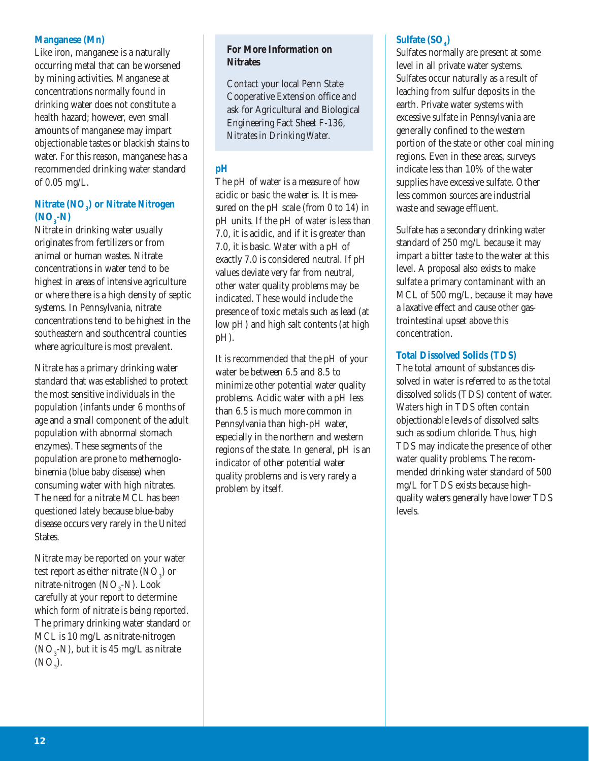### Manganese (Mn)

Like iron, manganese is a naturally occurring metal that can be worsened by mining activities. Manganese at concentrations normally found in drinking water does not constitute a health hazard; however, even small amounts of manganese may impart objectionable tastes or blackish stains to water. For this reason, manganese has a recommended drinking water standard of 0.05 mg/L.

### Nitrate ($NO_3$) or Nitrate Nitrogen ($NO_3$-N)

Nitrate in drinking water usually originates from fertilizers or from animal or human wastes. Nitrate concentrations in water tend to be highest in areas of intensive agriculture or where there is a high density of septic systems. In Pennsylvania, nitrate concentrations tend to be highest in the southeastern and southcentral counties where agriculture is most prevalent.

Nitrate has a primary drinking water standard that was established to protect the most sensitive individuals in the population (infants under 6 months of age and a small component of the adult population with abnormal stomach enzymes). These segments of the population are prone to methemoglobinemia (blue baby disease) when consuming water with high nitrates. The need for a nitrate MCL has been questioned lately because blue-baby disease occurs very rarely in the United States.

Nitrate may be reported on your water test report as either nitrate ($NO_3$) or nitrate-nitrogen ($NO_3$-N). Look carefully at your report to determine which form of nitrate is being reported. The primary drinking water standard or MCL is 10 mg/L as nitrate-nitrogen ($NO_3$-N), but it is 45 mg/L as nitrate ($NO_3$).

**For More Information on Nitrates**

Contact your local Penn State Cooperative Extension office and ask for Agricultural and Biological Engineering Fact Sheet F-136, *Nitrates in Drinking Water.*

### pH

The pH of water is a measure of how acidic or basic the water is. It is measured on the pH scale (from 0 to 14) in pH units. If the pH of water is less than 7.0, it is acidic, and if it is greater than 7.0, it is basic. Water with a pH of exactly 7.0 is considered neutral. If pH values deviate very far from neutral, other water quality problems may be indicated. These would include the presence of toxic metals such as lead (at low pH) and high salt contents (at high pH).

It is recommended that the pH of your water be between 6.5 and 8.5 to minimize other potential water quality problems. Acidic water with a pH less than 6.5 is much more common in Pennsylvania than high-pH water, especially in the northern and western regions of the state. In general, pH is an indicator of other potential water quality problems and is very rarely a problem by itself.

### Sulfate ($SO_4$)

Sulfates normally are present at some level in all private water systems. Sulfates occur naturally as a result of leaching from sulfur deposits in the earth. Private water systems with excessive sulfate in Pennsylvania are generally confined to the western portion of the state or other coal mining regions. Even in these areas, surveys indicate less than 10% of the water supplies have excessive sulfate. Other less common sources are industrial waste and sewage effluent.

Sulfate has a secondary drinking water standard of 250 mg/L because it may impart a bitter taste to the water at this level. A proposal also exists to make sulfate a primary contaminant with an MCL of 500 mg/L, because it may have a laxative effect and cause other gastrointestinal upset above this concentration.

### Total Dissolved Solids (TDS)

The total amount of substances dissolved in water is referred to as the total dissolved solids (TDS) content of water. Waters high in TDS often contain objectionable levels of dissolved salts such as sodium chloride. Thus, high TDS may indicate the presence of other water quality problems. The recommended drinking water standard of 500 mg/L for TDS exists because high-quality waters generally have lower TDS levels.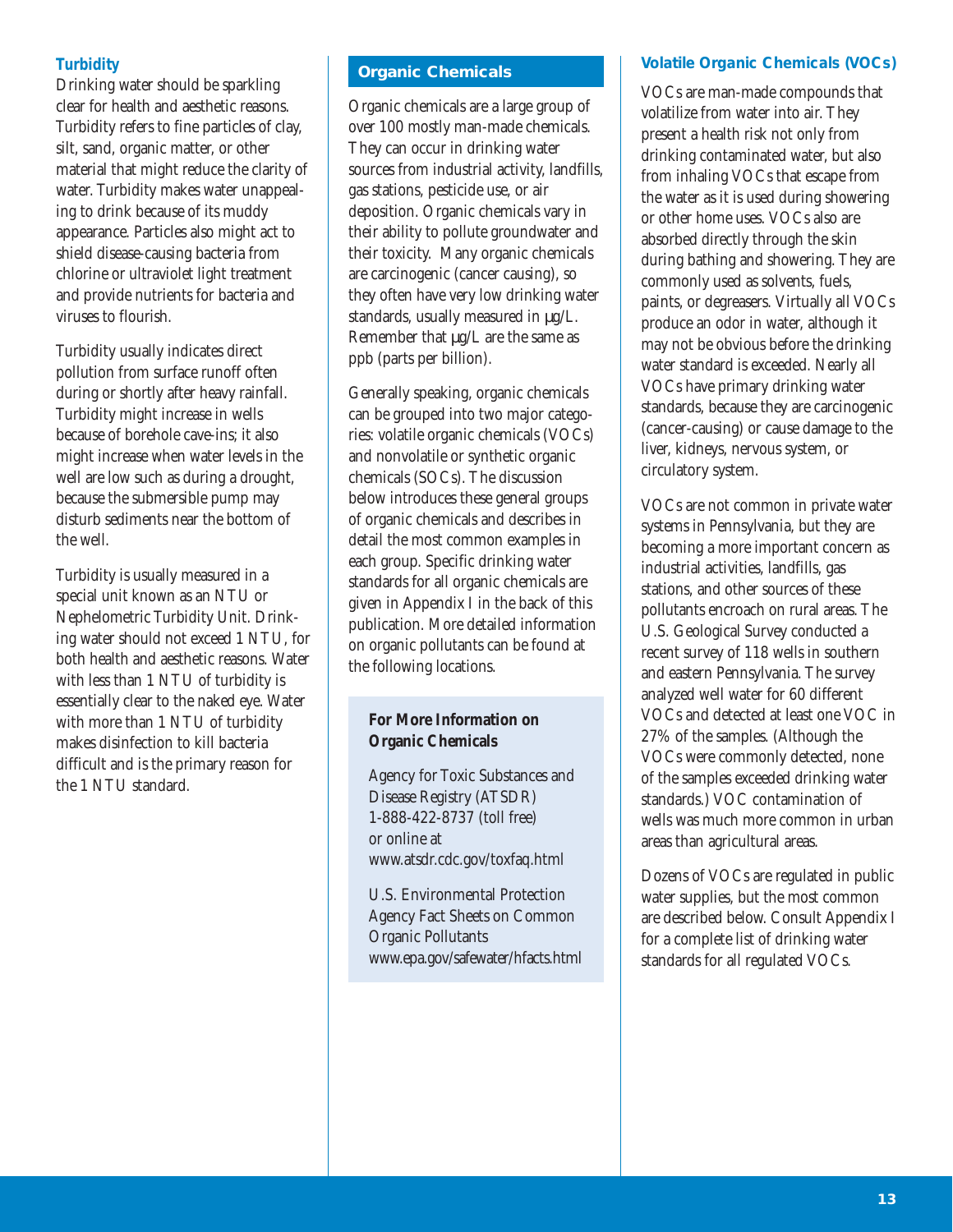### Turbidity

Drinking water should be sparkling clear for health and aesthetic reasons. Turbidity refers to fine particles of clay, silt, sand, organic matter, or other material that might reduce the clarity of water. Turbidity makes water unappealing to drink because of its muddy appearance. Particles also might act to shield disease-causing bacteria from chlorine or ultraviolet light treatment and provide nutrients for bacteria and viruses to flourish.

Turbidity usually indicates direct pollution from surface runoff often during or shortly after heavy rainfall. Turbidity might increase in wells because of borehole cave-ins; it also might increase when water levels in the well are low such as during a drought, because the submersible pump may disturb sediments near the bottom of the well.

Turbidity is usually measured in a special unit known as an NTU or Nephelometric Turbidity Unit. Drinking water should not exceed 1 NTU, for both health and aesthetic reasons. Water with less than 1 NTU of turbidity is essentially clear to the naked eye. Water with more than 1 NTU of turbidity makes disinfection to kill bacteria difficult and is the primary reason for the 1 NTU standard.

## Organic Chemicals

Organic chemicals are a large group of over 100 mostly man-made chemicals. They can occur in drinking water sources from industrial activity, landfills, gas stations, pesticide use, or air deposition. Organic chemicals vary in their ability to pollute groundwater and their toxicity. Many organic chemicals are carcinogenic (cancer causing), so they often have very low drinking water standards, usually measured in µg/L. Remember that µg/L are the same as ppb (parts per billion).

Generally speaking, organic chemicals can be grouped into two major categories: volatile organic chemicals (VOCs) and nonvolatile or synthetic organic chemicals (SOCs). The discussion below introduces these general groups of organic chemicals and describes in detail the most common examples in each group. Specific drinking water standards for all organic chemicals are given in Appendix I in the back of this publication. More detailed information on organic pollutants can be found at the following locations.

**For More Information on Organic Chemicals**

Agency for Toxic Substances and Disease Registry (ATSDR)
1-888-422-8737 (toll free)
or online at
www.atsdr.cdc.gov/toxfaq.html

U.S. Environmental Protection Agency Fact Sheets on Common Organic Pollutants
www.epa.gov/safewater/hfacts.html

### Volatile Organic Chemicals (VOCs)

VOCs are man-made compounds that volatilize from water into air. They present a health risk not only from drinking contaminated water, but also from inhaling VOCs that escape from the water as it is used during showering or other home uses. VOCs also are absorbed directly through the skin during bathing and showering. They are commonly used as solvents, fuels, paints, or degreasers. Virtually all VOCs produce an odor in water, although it may not be obvious before the drinking water standard is exceeded. Nearly all VOCs have primary drinking water standards, because they are carcinogenic (cancer-causing) or cause damage to the liver, kidneys, nervous system, or circulatory system.

VOCs are not common in private water systems in Pennsylvania, but they are becoming a more important concern as industrial activities, landfills, gas stations, and other sources of these pollutants encroach on rural areas. The U.S. Geological Survey conducted a recent survey of 118 wells in southern and eastern Pennsylvania. The survey analyzed well water for 60 different VOCs and detected at least one VOC in 27% of the samples. (Although the VOCs were commonly detected, none of the samples exceeded drinking water standards.) VOC contamination of wells was much more common in urban areas than agricultural areas.

Dozens of VOCs are regulated in public water supplies, but the most common are described below. Consult Appendix I for a complete list of drinking water standards for all regulated VOCs.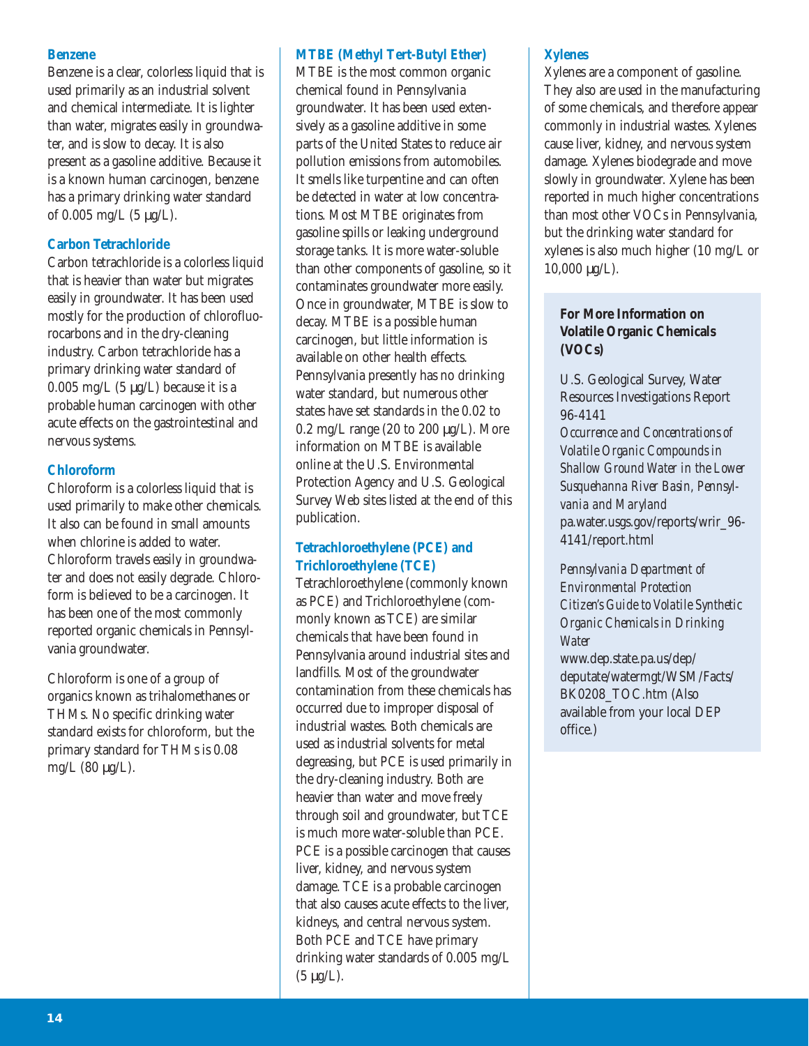### Benzene

Benzene is a clear, colorless liquid that is used primarily as an industrial solvent and chemical intermediate. It is lighter than water, migrates easily in groundwater, and is slow to decay. It is also present as a gasoline additive. Because it is a known human carcinogen, benzene has a primary drinking water standard of 0.005 mg/L (5 µg/L).

### Carbon Tetrachloride

Carbon tetrachloride is a colorless liquid that is heavier than water but migrates easily in groundwater. It has been used mostly for the production of chlorofluorocarbons and in the dry-cleaning industry. Carbon tetrachloride has a primary drinking water standard of 0.005 mg/L (5 µg/L) because it is a probable human carcinogen with other acute effects on the gastrointestinal and nervous systems.

### Chloroform

Chloroform is a colorless liquid that is used primarily to make other chemicals. It also can be found in small amounts when chlorine is added to water. Chloroform travels easily in groundwater and does not easily degrade. Chloroform is believed to be a carcinogen. It has been one of the most commonly reported organic chemicals in Pennsylvania groundwater.

Chloroform is one of a group of organics known as trihalomethanes or THMs. No specific drinking water standard exists for chloroform, but the primary standard for THMs is 0.08 mg/L (80 µg/L).

### MTBE (Methyl Tert-Butyl Ether)

MTBE is the most common organic chemical found in Pennsylvania groundwater. It has been used extensively as a gasoline additive in some parts of the United States to reduce air pollution emissions from automobiles. It smells like turpentine and can often be detected in water at low concentrations. Most MTBE originates from gasoline spills or leaking underground storage tanks. It is more water-soluble than other components of gasoline, so it contaminates groundwater more easily. Once in groundwater, MTBE is slow to decay. MTBE is a possible human carcinogen, but little information is available on other health effects. Pennsylvania presently has no drinking water standard, but numerous other states have set standards in the 0.02 to 0.2 mg/L range (20 to 200 µg/L). More information on MTBE is available online at the U.S. Environmental Protection Agency and U.S. Geological Survey Web sites listed at the end of this publication.

### Tetrachloroethylene (PCE) and Trichloroethylene (TCE)

Tetrachloroethylene (commonly known as PCE) and Trichloroethylene (commonly known as TCE) are similar chemicals that have been found in Pennsylvania around industrial sites and landfills. Most of the groundwater contamination from these chemicals has occurred due to improper disposal of industrial wastes. Both chemicals are used as industrial solvents for metal degreasing, but PCE is used primarily in the dry-cleaning industry. Both are heavier than water and move freely through soil and groundwater, but TCE is much more water-soluble than PCE. PCE is a possible carcinogen that causes liver, kidney, and nervous system damage. TCE is a probable carcinogen that also causes acute effects to the liver, kidneys, and central nervous system. Both PCE and TCE have primary drinking water standards of 0.005 mg/L (5 µg/L).

### Xylenes

Xylenes are a component of gasoline. They also are used in the manufacturing of some chemicals, and therefore appear commonly in industrial wastes. Xylenes cause liver, kidney, and nervous system damage. Xylenes biodegrade and move slowly in groundwater. Xylene has been reported in much higher concentrations than most other VOCs in Pennsylvania, but the drinking water standard for xylenes is also much higher (10 mg/L or 10,000 µg/L).

**For More Information on Volatile Organic Chemicals (VOCs)**

U.S. Geological Survey, Water Resources Investigations Report 96-4141
*Occurrence and Concentrations of Volatile Organic Compounds in Shallow Ground Water in the Lower Susquehanna River Basin, Pennsylvania and Maryland*
pa.water.usgs.gov/reports/wrir_96-4141/report.html

*Pennsylvania Department of Environmental Protection*
*Citizen's Guide to Volatile Synthetic Organic Chemicals in Drinking Water*
www.dep.state.pa.us/dep/deputate/watermgt/WSM/Facts/BK0208_TOC.htm (Also available from your local DEP office.)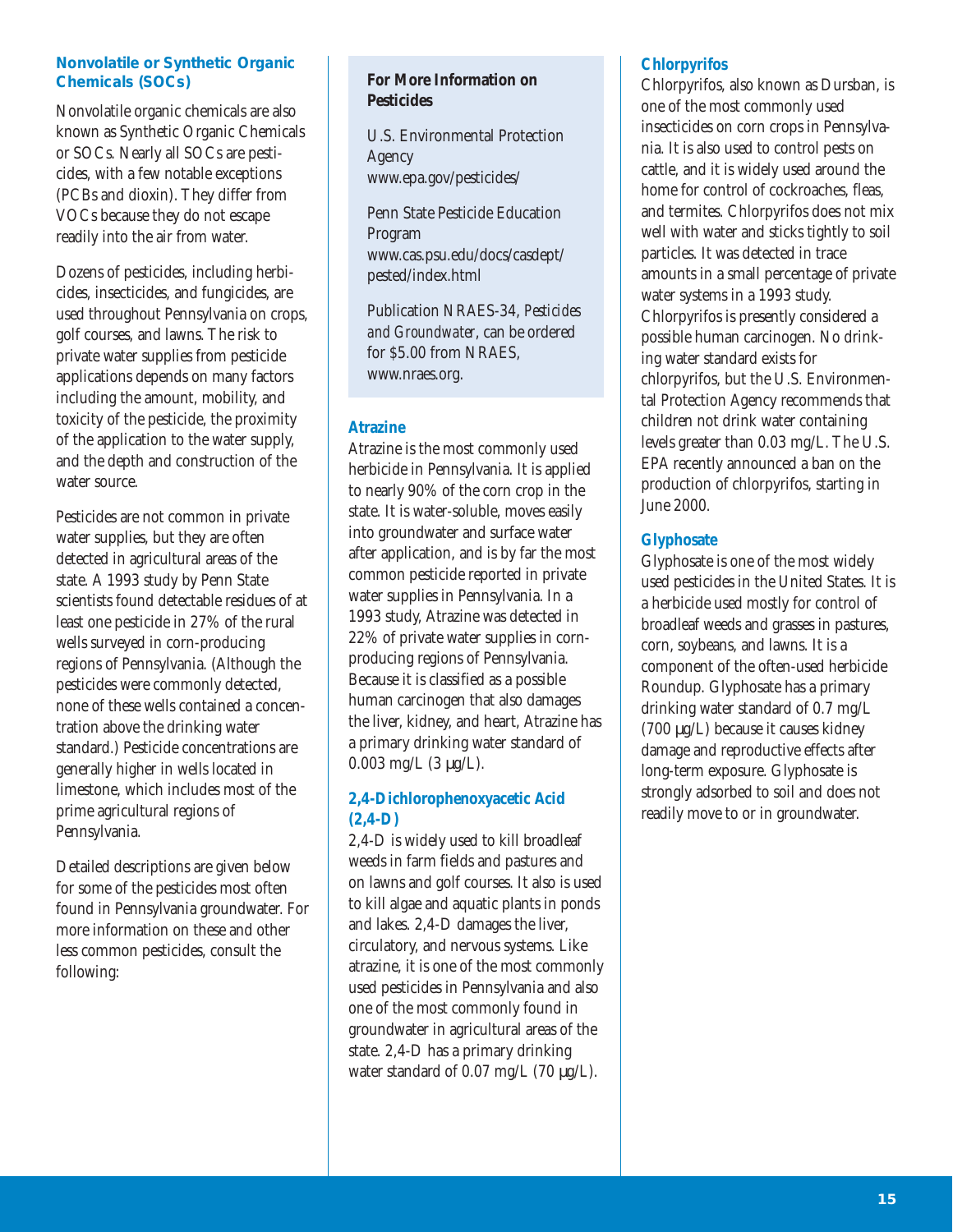### Nonvolatile or Synthetic Organic Chemicals (SOCs)

Nonvolatile organic chemicals are also known as Synthetic Organic Chemicals or SOCs. Nearly all SOCs are pesticides, with a few notable exceptions (PCBs and dioxin). They differ from VOCs because they do not escape readily into the air from water.

Dozens of pesticides, including herbicides, insecticides, and fungicides, are used throughout Pennsylvania on crops, golf courses, and lawns. The risk to private water supplies from pesticide applications depends on many factors including the amount, mobility, and toxicity of the pesticide, the proximity of the application to the water supply, and the depth and construction of the water source.

Pesticides are not common in private water supplies, but they are often detected in agricultural areas of the state. A 1993 study by Penn State scientists found detectable residues of at least one pesticide in 27% of the rural wells surveyed in corn-producing regions of Pennsylvania. (Although the pesticides were commonly detected, none of these wells contained a concentration above the drinking water standard.) Pesticide concentrations are generally higher in wells located in limestone, which includes most of the prime agricultural regions of Pennsylvania.

Detailed descriptions are given below for some of the pesticides most often found in Pennsylvania groundwater. For more information on these and other less common pesticides, consult the following:

**For More Information on Pesticides**

U.S. Environmental Protection Agency
www.epa.gov/pesticides/

Penn State Pesticide Education Program
www.cas.psu.edu/docs/casdept/pested/index.html

Publication NRAES-34, *Pesticides and Groundwater*, can be ordered for $5.00 from NRAES, www.nraes.org.

#### Atrazine

Atrazine is the most commonly used herbicide in Pennsylvania. It is applied to nearly 90% of the corn crop in the state. It is water-soluble, moves easily into groundwater and surface water after application, and is by far the most common pesticide reported in private water supplies in Pennsylvania. In a 1993 study, Atrazine was detected in 22% of private water supplies in corn-producing regions of Pennsylvania. Because it is classified as a possible human carcinogen that also damages the liver, kidney, and heart, Atrazine has a primary drinking water standard of 0.003 mg/L (3 µg/L).

#### 2,4-Dichlorophenoxyacetic Acid (2,4-D)

2,4-D is widely used to kill broadleaf weeds in farm fields and pastures and on lawns and golf courses. It also is used to kill algae and aquatic plants in ponds and lakes. 2,4-D damages the liver, circulatory, and nervous systems. Like atrazine, it is one of the most commonly used pesticides in Pennsylvania and also one of the most commonly found in groundwater in agricultural areas of the state. 2,4-D has a primary drinking water standard of 0.07 mg/L (70 µg/L).

#### Chlorpyrifos

Chlorpyrifos, also known as Dursban, is one of the most commonly used insecticides on corn crops in Pennsylvania. It is also used to control pests on cattle, and it is widely used around the home for control of cockroaches, fleas, and termites. Chlorpyrifos does not mix well with water and sticks tightly to soil particles. It was detected in trace amounts in a small percentage of private water systems in a 1993 study. Chlorpyrifos is presently considered a possible human carcinogen. No drinking water standard exists for chlorpyrifos, but the U.S. Environmental Protection Agency recommends that children not drink water containing levels greater than 0.03 mg/L. The U.S. EPA recently announced a ban on the production of chlorpyrifos, starting in June 2000.

#### Glyphosate

Glyphosate is one of the most widely used pesticides in the United States. It is a herbicide used mostly for control of broadleaf weeds and grasses in pastures, corn, soybeans, and lawns. It is a component of the often-used herbicide Roundup. Glyphosate has a primary drinking water standard of 0.7 mg/L (700 µg/L) because it causes kidney damage and reproductive effects after long-term exposure. Glyphosate is strongly adsorbed to soil and does not readily move to or in groundwater.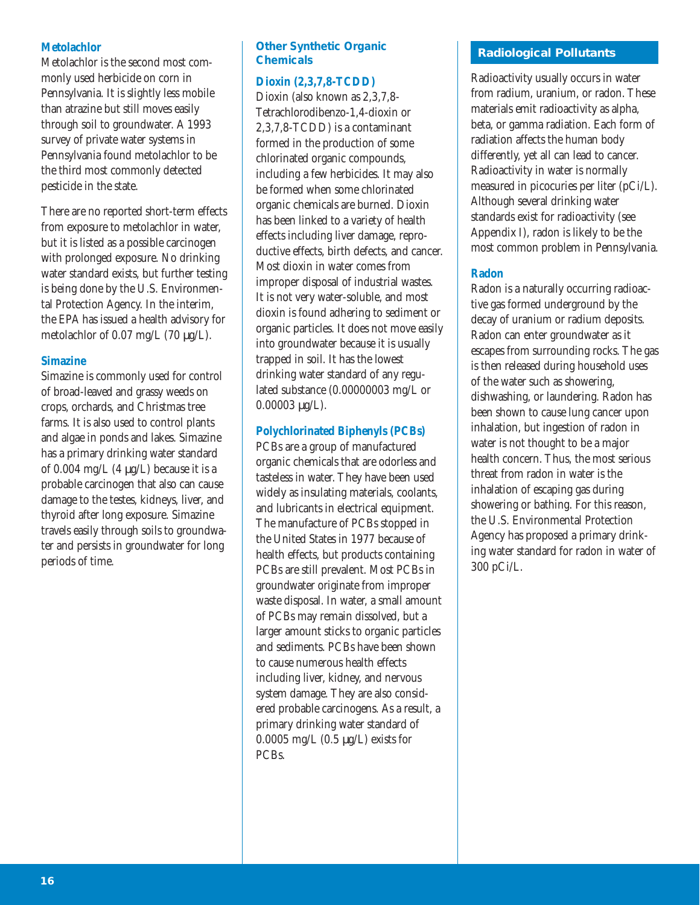### Metolachlor

Metolachlor is the second most commonly used herbicide on corn in Pennsylvania. It is slightly less mobile than atrazine but still moves easily through soil to groundwater. A 1993 survey of private water systems in Pennsylvania found metolachlor to be the third most commonly detected pesticide in the state.

There are no reported short-term effects from exposure to metolachlor in water, but it is listed as a possible carcinogen with prolonged exposure. No drinking water standard exists, but further testing is being done by the U.S. Environmental Protection Agency. In the interim, the EPA has issued a health advisory for metolachlor of 0.07 mg/L (70 µg/L).

### Simazine

Simazine is commonly used for control of broad-leaved and grassy weeds on crops, orchards, and Christmas tree farms. It is also used to control plants and algae in ponds and lakes. Simazine has a primary drinking water standard of 0.004 mg/L (4 µg/L) because it is a probable carcinogen that also can cause damage to the testes, kidneys, liver, and thyroid after long exposure. Simazine travels easily through soils to groundwater and persists in groundwater for long periods of time.

## Other Synthetic Organic Chemicals

### Dioxin (2,3,7,8-TCDD)

Dioxin (also known as 2,3,7,8-Tetrachlorodibenzo-1,4-dioxin or 2,3,7,8-TCDD) is a contaminant formed in the production of some chlorinated organic compounds, including a few herbicides. It may also be formed when some chlorinated organic chemicals are burned. Dioxin has been linked to a variety of health effects including liver damage, reproductive effects, birth defects, and cancer. Most dioxin in water comes from improper disposal of industrial wastes. It is not very water-soluble, and most dioxin is found adhering to sediment or organic particles. It does not move easily into groundwater because it is usually trapped in soil. It has the lowest drinking water standard of any regulated substance (0.00000003 mg/L or 0.00003 µg/L).

### Polychlorinated Biphenyls (PCBs)

PCBs are a group of manufactured organic chemicals that are odorless and tasteless in water. They have been used widely as insulating materials, coolants, and lubricants in electrical equipment. The manufacture of PCBs stopped in the United States in 1977 because of health effects, but products containing PCBs are still prevalent. Most PCBs in groundwater originate from improper waste disposal. In water, a small amount of PCBs may remain dissolved, but a larger amount sticks to organic particles and sediments. PCBs have been shown to cause numerous health effects including liver, kidney, and nervous system damage. They are also considered probable carcinogens. As a result, a primary drinking water standard of 0.0005 mg/L (0.5 µg/L) exists for PCBs.

## Radiological Pollutants

Radioactivity usually occurs in water from radium, uranium, or radon. These materials emit radioactivity as alpha, beta, or gamma radiation. Each form of radiation affects the human body differently, yet all can lead to cancer. Radioactivity in water is normally measured in picocuries per liter (pCi/L). Although several drinking water standards exist for radioactivity (see Appendix I), radon is likely to be the most common problem in Pennsylvania.

### Radon

Radon is a naturally occurring radioactive gas formed underground by the decay of uranium or radium deposits. Radon can enter groundwater as it escapes from surrounding rocks. The gas is then released during household uses of the water such as showering, dishwashing, or laundering. Radon has been shown to cause lung cancer upon inhalation, but ingestion of radon in water is not thought to be a major health concern. Thus, the most serious threat from radon in water is the inhalation of escaping gas during showering or bathing. For this reason, the U.S. Environmental Protection Agency has proposed a primary drinking water standard for radon in water of 300 pCi/L.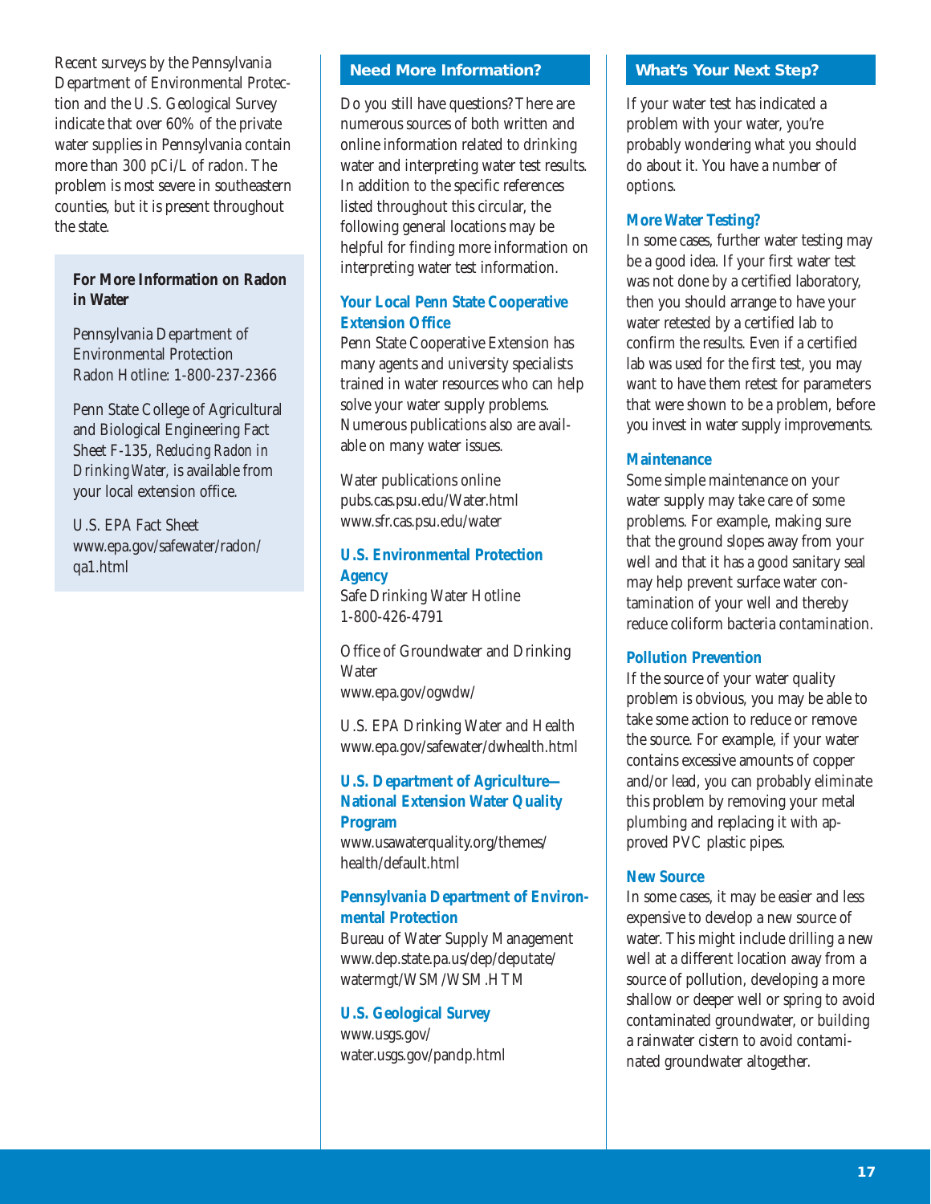Recent surveys by the Pennsylvania Department of Environmental Protection and the U.S. Geological Survey indicate that over 60% of the private water supplies in Pennsylvania contain more than 300 pCi/L of radon. The problem is most severe in southeastern counties, but it is present throughout the state.

**For More Information on Radon in Water**

Pennsylvania Department of Environmental Protection
Radon Hotline: 1-800-237-2366

Penn State College of Agricultural and Biological Engineering Fact Sheet F-135, *Reducing Radon in Drinking Water,* is available from your local extension office.

U.S. EPA Fact Sheet
www.epa.gov/safewater/radon/qa1.html

## Need More Information?

Do you still have questions? There are numerous sources of both written and online information related to drinking water and interpreting water test results. In addition to the specific references listed throughout this circular, the following general locations may be helpful for finding more information on interpreting water test information.

### Your Local Penn State Cooperative Extension Office

Penn State Cooperative Extension has many agents and university specialists trained in water resources who can help solve your water supply problems. Numerous publications also are available on many water issues.

Water publications online
pubs.cas.psu.edu/Water.html
www.sfr.cas.psu.edu/water

### U.S. Environmental Protection Agency

Safe Drinking Water Hotline
1-800-426-4791

Office of Groundwater and Drinking Water
www.epa.gov/ogwdw/

U.S. EPA Drinking Water and Health
www.epa.gov/safewater/dwhealth.html

### U.S. Department of Agriculture—National Extension Water Quality Program

www.usawaterquality.org/themes/health/default.html

### Pennsylvania Department of Environmental Protection

Bureau of Water Supply Management
www.dep.state.pa.us/dep/deputate/watermgt/WSM/WSM.HTM

### U.S. Geological Survey

www.usgs.gov/
water.usgs.gov/pandp.html

## What's Your Next Step?

If your water test has indicated a problem with your water, you're probably wondering what you should do about it. You have a number of options.

### More Water Testing?

In some cases, further water testing may be a good idea. If your first water test was not done by a certified laboratory, then you should arrange to have your water retested by a certified lab to confirm the results. Even if a certified lab was used for the first test, you may want to have them retest for parameters that were shown to be a problem, before you invest in water supply improvements.

### Maintenance

Some simple maintenance on your water supply may take care of some problems. For example, making sure that the ground slopes away from your well and that it has a good sanitary seal may help prevent surface water contamination of your well and thereby reduce coliform bacteria contamination.

### Pollution Prevention

If the source of your water quality problem is obvious, you may be able to take some action to reduce or remove the source. For example, if your water contains excessive amounts of copper and/or lead, you can probably eliminate this problem by removing your metal plumbing and replacing it with approved PVC plastic pipes.

### New Source

In some cases, it may be easier and less expensive to develop a new source of water. This might include drilling a new well at a different location away from a source of pollution, developing a more shallow or deeper well or spring to avoid contaminated groundwater, or building a rainwater cistern to avoid contaminated groundwater altogether.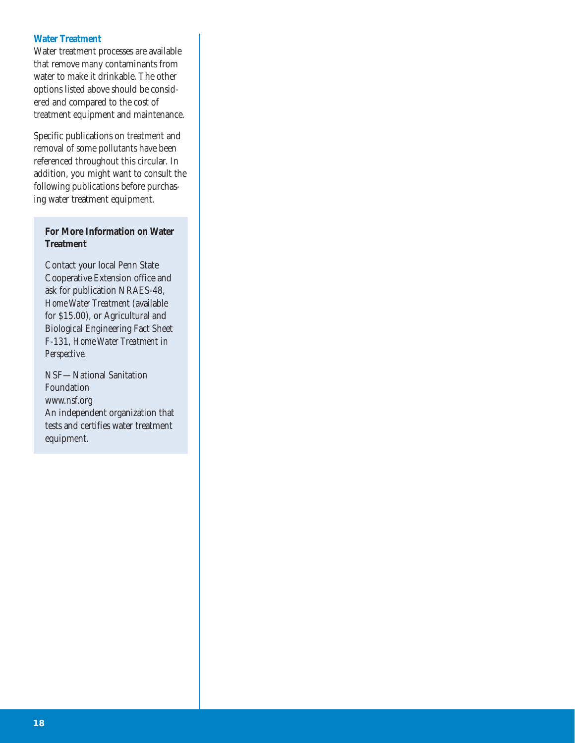### Water Treatment

Water treatment processes are available that remove many contaminants from water to make it drinkable. The other options listed above should be considered and compared to the cost of treatment equipment and maintenance.

Specific publications on treatment and removal of some pollutants have been referenced throughout this circular. In addition, you might want to consult the following publications before purchasing water treatment equipment.

**For More Information on Water Treatment**

Contact your local Penn State Cooperative Extension office and ask for publication NRAES-48, *Home Water Treatment* (available for $15.00), or Agricultural and Biological Engineering Fact Sheet F-131, *Home Water Treatment in Perspective.*

NSF—National Sanitation Foundation
www.nsf.org
An independent organization that tests and certifies water treatment equipment.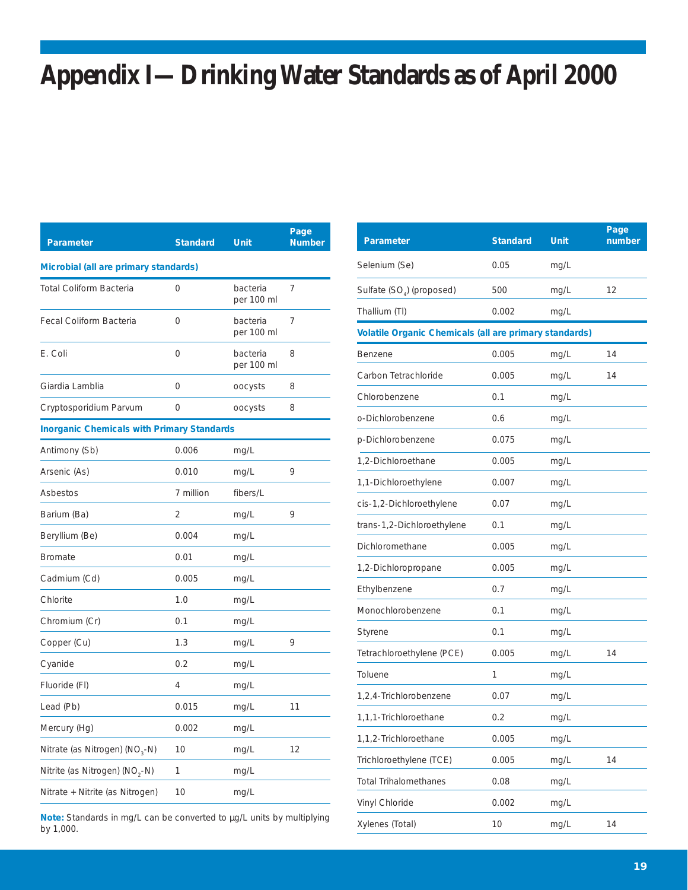# Appendix I — Drinking Water Standards as of April 2000

| Parameter | Standard | Unit | Page Number |
|---|---|---|---|
| **Microbial (all are primary standards)** | | | |
| Total Coliform Bacteria | 0 | bacteria per 100 ml | 7 |
| Fecal Coliform Bacteria | 0 | bacteria per 100 ml | 7 |
| E. Coli | 0 | bacteria per 100 ml | 8 |
| Giardia Lamblia | 0 | oocysts | 8 |
| Cryptosporidium Parvum | 0 | oocysts | 8 |
| **Inorganic Chemicals with Primary Standards** | | | |
| Antimony (Sb) | 0.006 | mg/L | |
| Arsenic (As) | 0.010 | mg/L | 9 |
| Asbestos | 7 million | fibers/L | |
| Barium (Ba) | 2 | mg/L | 9 |
| Beryllium (Be) | 0.004 | mg/L | |
| Bromate | 0.01 | mg/L | |
| Cadmium (Cd) | 0.005 | mg/L | |
| Chlorite | 1.0 | mg/L | |
| Chromium (Cr) | 0.1 | mg/L | |
| Copper (Cu) | 1.3 | mg/L | 9 |
| Cyanide | 0.2 | mg/L | |
| Fluoride (Fl) | 4 | mg/L | |
| Lead (Pb) | 0.015 | mg/L | 11 |
| Mercury (Hg) | 0.002 | mg/L | |
| Nitrate (as Nitrogen) ($NO_3$-N) | 10 | mg/L | 12 |
| Nitrite (as Nitrogen) ($NO_2$-N) | 1 | mg/L | |
| Nitrate + Nitrite (as Nitrogen) | 10 | mg/L | |

**Note:** Standards in mg/L can be converted to µg/L units by multiplying by 1,000.

| Parameter | Standard | Unit | Page number |
|---|---|---|---|
| Selenium (Se) | 0.05 | mg/L | |
| Sulfate ($SO_4$) (proposed) | 500 | mg/L | 12 |
| Thallium (Tl) | 0.002 | mg/L | |
| **Volatile Organic Chemicals (all are primary standards)** | | | |
| Benzene | 0.005 | mg/L | 14 |
| Carbon Tetrachloride | 0.005 | mg/L | 14 |
| Chlorobenzene | 0.1 | mg/L | |
| o-Dichlorobenzene | 0.6 | mg/L | |
| p-Dichlorobenzene | 0.075 | mg/L | |
| 1,2-Dichloroethane | 0.005 | mg/L | |
| 1,1-Dichloroethylene | 0.007 | mg/L | |
| cis-1,2-Dichloroethylene | 0.07 | mg/L | |
| trans-1,2-Dichloroethylene | 0.1 | mg/L | |
| Dichloromethane | 0.005 | mg/L | |
| 1,2-Dichloropropane | 0.005 | mg/L | |
| Ethylbenzene | 0.7 | mg/L | |
| Monochlorobenzene | 0.1 | mg/L | |
| Styrene | 0.1 | mg/L | |
| Tetrachloroethylene (PCE) | 0.005 | mg/L | 14 |
| Toluene | 1 | mg/L | |
| 1,2,4-Trichlorobenzene | 0.07 | mg/L | |
| 1,1,1-Trichloroethane | 0.2 | mg/L | |
| 1,1,2-Trichloroethane | 0.005 | mg/L | |
| Trichloroethylene (TCE) | 0.005 | mg/L | 14 |
| Total Trihalomethanes | 0.08 | mg/L | |
| Vinyl Chloride | 0.002 | mg/L | |
| Xylenes (Total) | 10 | mg/L | 14 |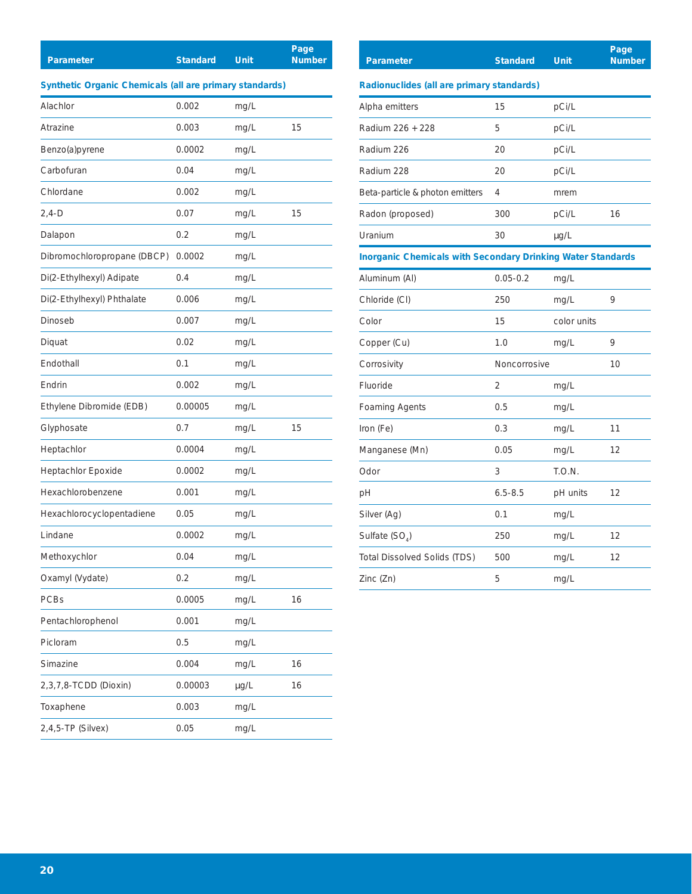| Parameter | Standard | Unit | Page Number |
|---|---|---|---|
| **Synthetic Organic Chemicals (all are primary standards)** | | | |
| Alachlor | 0.002 | mg/L | |
| Atrazine | 0.003 | mg/L | 15 |
| Benzo(a)pyrene | 0.0002 | mg/L | |
| Carbofuran | 0.04 | mg/L | |
| Chlordane | 0.002 | mg/L | |
| 2,4-D | 0.07 | mg/L | 15 |
| Dalapon | 0.2 | mg/L | |
| Dibromochloropropane (DBCP) | 0.0002 | mg/L | |
| Di(2-Ethylhexyl) Adipate | 0.4 | mg/L | |
| Di(2-Ethylhexyl) Phthalate | 0.006 | mg/L | |
| Dinoseb | 0.007 | mg/L | |
| Diquat | 0.02 | mg/L | |
| Endothall | 0.1 | mg/L | |
| Endrin | 0.002 | mg/L | |
| Ethylene Dibromide (EDB) | 0.00005 | mg/L | |
| Glyphosate | 0.7 | mg/L | 15 |
| Heptachlor | 0.0004 | mg/L | |
| Heptachlor Epoxide | 0.0002 | mg/L | |
| Hexachlorobenzene | 0.001 | mg/L | |
| Hexachlorocyclopentadiene | 0.05 | mg/L | |
| Lindane | 0.0002 | mg/L | |
| Methoxychlor | 0.04 | mg/L | |
| Oxamyl (Vydate) | 0.2 | mg/L | |
| PCBs | 0.0005 | mg/L | 16 |
| Pentachlorophenol | 0.001 | mg/L | |
| Picloram | 0.5 | mg/L | |
| Simazine | 0.004 | mg/L | 16 |
| 2,3,7,8-TCDD (Dioxin) | 0.00003 | µg/L | 16 |
| Toxaphene | 0.003 | mg/L | |
| 2,4,5-TP (Silvex) | 0.05 | mg/L | |

| Parameter | Standard | Unit | Page Number |
|---|---|---|---|
| **Radionuclides (all are primary standards)** | | | |
| Alpha emitters | 15 | pCi/L | |
| Radium 226 + 228 | 5 | pCi/L | |
| Radium 226 | 20 | pCi/L | |
| Radium 228 | 20 | pCi/L | |
| Beta-particle & photon emitters | 4 | mrem | |
| Radon (proposed) | 300 | pCi/L | 16 |
| Uranium | 30 | µg/L | |
| **Inorganic Chemicals with Secondary Drinking Water Standards** | | | |
| Aluminum (Al) | 0.05-0.2 | mg/L | |
| Chloride (Cl) | 250 | mg/L | 9 |
| Color | 15 | color units | |
| Copper (Cu) | 1.0 | mg/L | 9 |
| Corrosivity | Noncorrosive | | 10 |
| Fluoride | 2 | mg/L | |
| Foaming Agents | 0.5 | mg/L | |
| Iron (Fe) | 0.3 | mg/L | 11 |
| Manganese (Mn) | 0.05 | mg/L | 12 |
| Odor | 3 | T.O.N. | |
| pH | 6.5-8.5 | pH units | 12 |
| Silver (Ag) | 0.1 | mg/L | |
| Sulfate ($SO_4$) | 250 | mg/L | 12 |
| Total Dissolved Solids (TDS) | 500 | mg/L | 12 |
| Zinc (Zn) | 5 | mg/L | |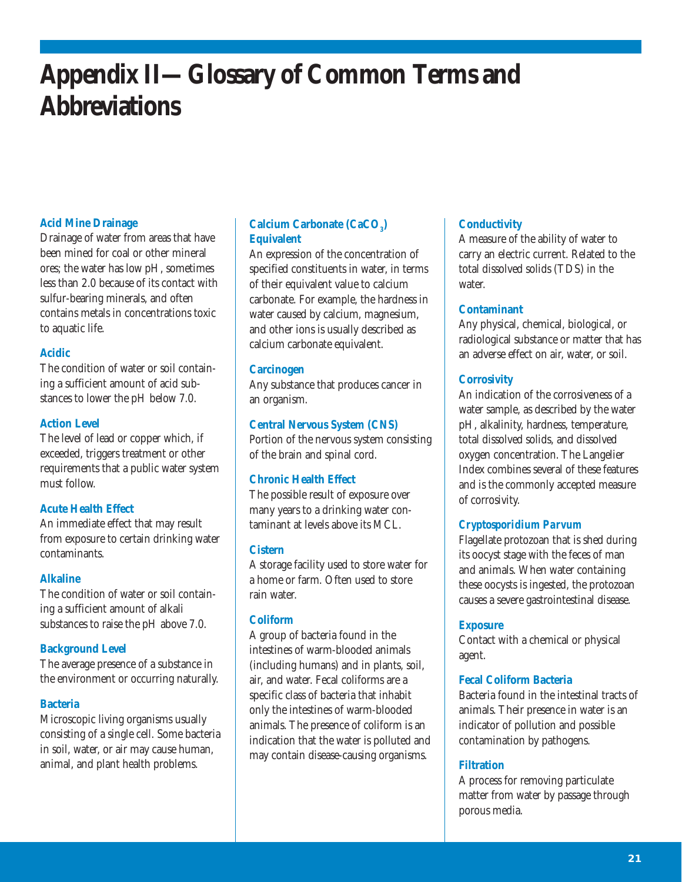# Appendix II—Glossary of Common Terms and Abbreviations

**Acid Mine Drainage**
Drainage of water from areas that have been mined for coal or other mineral ores; the water has low pH, sometimes less than 2.0 because of its contact with sulfur-bearing minerals, and often contains metals in concentrations toxic to aquatic life.

**Acidic**
The condition of water or soil containing a sufficient amount of acid substances to lower the pH below 7.0.

**Action Level**
The level of lead or copper which, if exceeded, triggers treatment or other requirements that a public water system must follow.

**Acute Health Effect**
An immediate effect that may result from exposure to certain drinking water contaminants.

**Alkaline**
The condition of water or soil containing a sufficient amount of alkali substances to raise the pH above 7.0.

**Background Level**
The average presence of a substance in the environment or occurring naturally.

**Bacteria**
Microscopic living organisms usually consisting of a single cell. Some bacteria in soil, water, or air may cause human, animal, and plant health problems.

**Calcium Carbonate ($CaCO_3$) Equivalent**
An expression of the concentration of specified constituents in water, in terms of their equivalent value to calcium carbonate. For example, the hardness in water caused by calcium, magnesium, and other ions is usually described as calcium carbonate equivalent.

**Carcinogen**
Any substance that produces cancer in an organism.

**Central Nervous System (CNS)**
Portion of the nervous system consisting of the brain and spinal cord.

**Chronic Health Effect**
The possible result of exposure over many years to a drinking water contaminant at levels above its MCL.

**Cistern**
A storage facility used to store water for a home or farm. Often used to store rain water.

**Coliform**
A group of bacteria found in the intestines of warm-blooded animals (including humans) and in plants, soil, air, and water. Fecal coliforms are a specific class of bacteria that inhabit only the intestines of warm-blooded animals. The presence of coliform is an indication that the water is polluted and may contain disease-causing organisms.

**Conductivity**
A measure of the ability of water to carry an electric current. Related to the total dissolved solids (TDS) in the water.

**Contaminant**
Any physical, chemical, biological, or radiological substance or matter that has an adverse effect on air, water, or soil.

**Corrosivity**
An indication of the corrosiveness of a water sample, as described by the water pH, alkalinity, hardness, temperature, total dissolved solids, and dissolved oxygen concentration. The Langelier Index combines several of these features and is the commonly accepted measure of corrosivity.

***Cryptosporidium Parvum***
Flagellate protozoan that is shed during its oocyst stage with the feces of man and animals. When water containing these oocysts is ingested, the protozoan causes a severe gastrointestinal disease.

**Exposure**
Contact with a chemical or physical agent.

**Fecal Coliform Bacteria**
Bacteria found in the intestinal tracts of animals. Their presence in water is an indicator of pollution and possible contamination by pathogens.

**Filtration**
A process for removing particulate matter from water by passage through porous media.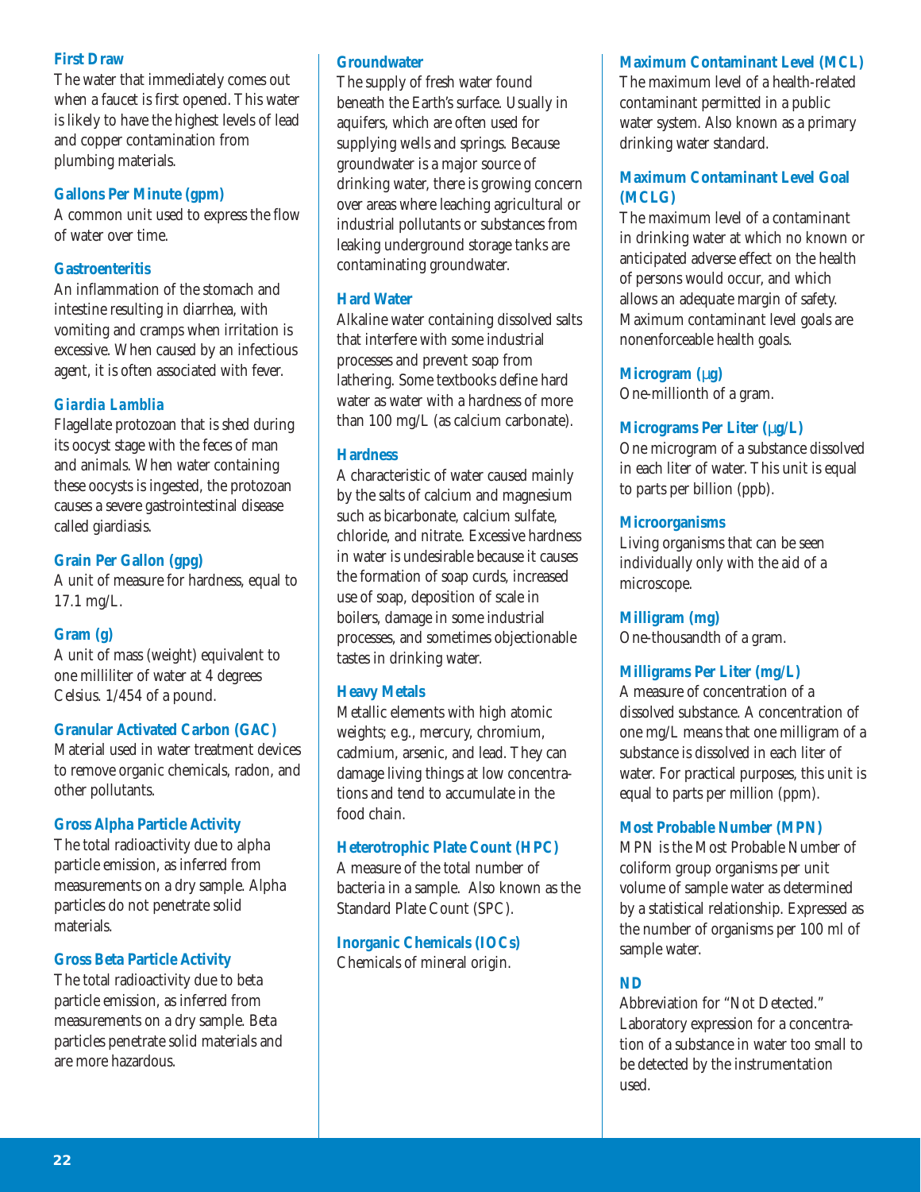### First Draw

The water that immediately comes out when a faucet is first opened. This water is likely to have the highest levels of lead and copper contamination from plumbing materials.

### Gallons Per Minute (gpm)

A common unit used to express the flow of water over time.

### Gastroenteritis

An inflammation of the stomach and intestine resulting in diarrhea, with vomiting and cramps when irritation is excessive. When caused by an infectious agent, it is often associated with fever.

### *Giardia Lamblia*

Flagellate protozoan that is shed during its oocyst stage with the feces of man and animals. When water containing these oocysts is ingested, the protozoan causes a severe gastrointestinal disease called giardiasis.

### Grain Per Gallon (gpg)

A unit of measure for hardness, equal to 17.1 mg/L.

### Gram (g)

A unit of mass (weight) equivalent to one milliliter of water at 4 degrees Celsius. 1/454 of a pound.

### Granular Activated Carbon (GAC)

Material used in water treatment devices to remove organic chemicals, radon, and other pollutants.

### Gross Alpha Particle Activity

The total radioactivity due to alpha particle emission, as inferred from measurements on a dry sample. Alpha particles do not penetrate solid materials.

### Gross Beta Particle Activity

The total radioactivity due to beta particle emission, as inferred from measurements on a dry sample. Beta particles penetrate solid materials and are more hazardous.

### Groundwater

The supply of fresh water found beneath the Earth's surface. Usually in aquifers, which are often used for supplying wells and springs. Because groundwater is a major source of drinking water, there is growing concern over areas where leaching agricultural or industrial pollutants or substances from leaking underground storage tanks are contaminating groundwater.

### Hard Water

Alkaline water containing dissolved salts that interfere with some industrial processes and prevent soap from lathering. Some textbooks define hard water as water with a hardness of more than 100 mg/L (as calcium carbonate).

### Hardness

A characteristic of water caused mainly by the salts of calcium and magnesium such as bicarbonate, calcium sulfate, chloride, and nitrate. Excessive hardness in water is undesirable because it causes the formation of soap curds, increased use of soap, deposition of scale in boilers, damage in some industrial processes, and sometimes objectionable tastes in drinking water.

### Heavy Metals

Metallic elements with high atomic weights; e.g., mercury, chromium, cadmium, arsenic, and lead. They can damage living things at low concentrations and tend to accumulate in the food chain.

### Heterotrophic Plate Count (HPC)

A measure of the total number of bacteria in a sample. Also known as the Standard Plate Count (SPC).

### Inorganic Chemicals (IOCs)

Chemicals of mineral origin.

### Maximum Contaminant Level (MCL)

The maximum level of a health-related contaminant permitted in a public water system. Also known as a primary drinking water standard.

### Maximum Contaminant Level Goal (MCLG)

The maximum level of a contaminant in drinking water at which no known or anticipated adverse effect on the health of persons would occur, and which allows an adequate margin of safety. Maximum contaminant level goals are nonenforceable health goals.

### Microgram (µg)

One-millionth of a gram.

### Micrograms Per Liter (µg/L)

One microgram of a substance dissolved in each liter of water. This unit is equal to parts per billion (ppb).

### Microorganisms

Living organisms that can be seen individually only with the aid of a microscope.

### Milligram (mg)

One-thousandth of a gram.

### Milligrams Per Liter (mg/L)

A measure of concentration of a dissolved substance. A concentration of one mg/L means that one milligram of a substance is dissolved in each liter of water. For practical purposes, this unit is equal to parts per million (ppm).

### Most Probable Number (MPN)

MPN is the Most Probable Number of coliform group organisms per unit volume of sample water as determined by a statistical relationship. Expressed as the number of organisms per 100 ml of sample water.

### ND

Abbreviation for "Not Detected." Laboratory expression for a concentration of a substance in water too small to be detected by the instrumentation used.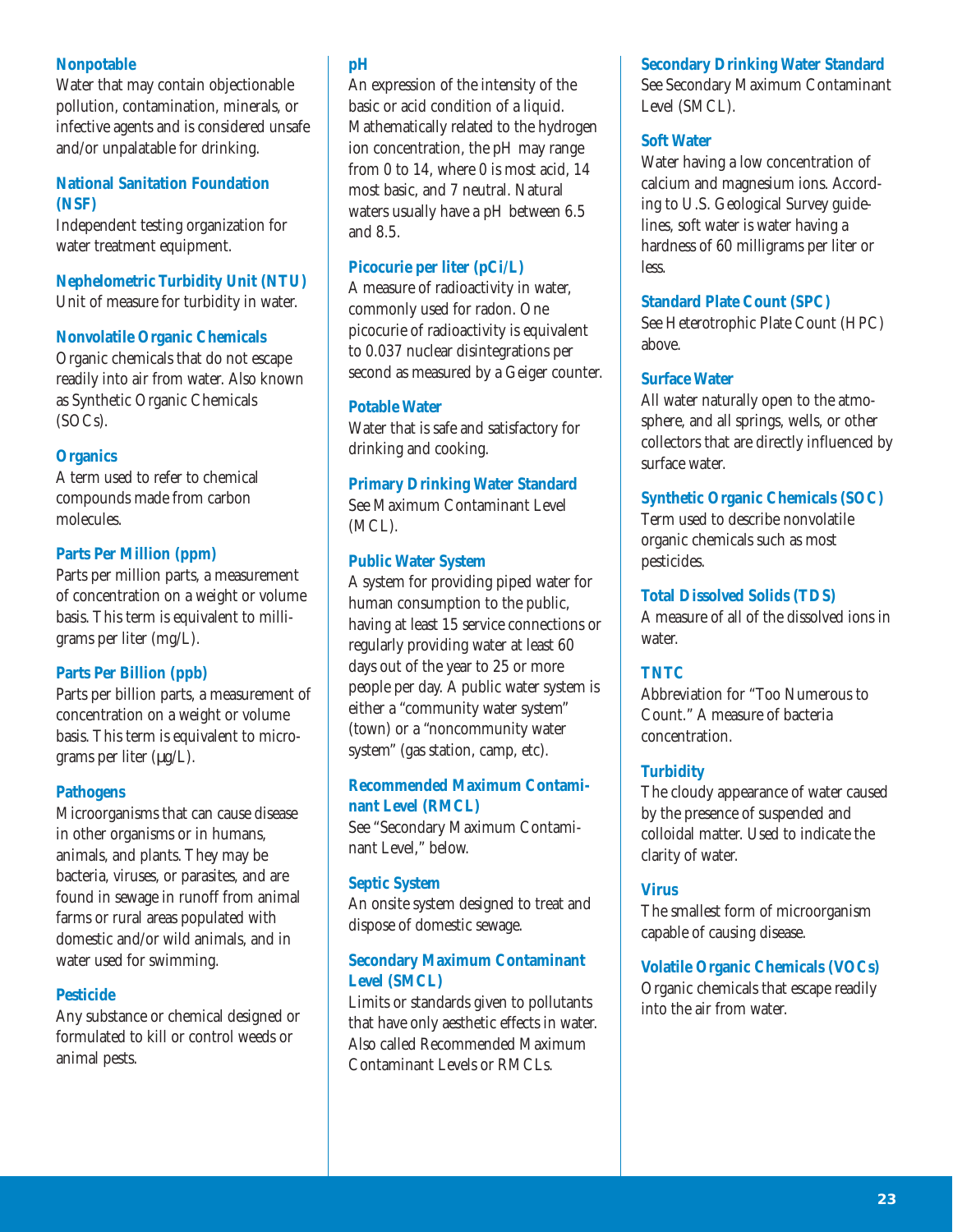**Nonpotable**
Water that may contain objectionable pollution, contamination, minerals, or infective agents and is considered unsafe and/or unpalatable for drinking.

**National Sanitation Foundation (NSF)**
Independent testing organization for water treatment equipment.

**Nephelometric Turbidity Unit (NTU)**
Unit of measure for turbidity in water.

**Nonvolatile Organic Chemicals**
Organic chemicals that do not escape readily into air from water. Also known as Synthetic Organic Chemicals (SOCs).

**Organics**
A term used to refer to chemical compounds made from carbon molecules.

**Parts Per Million (ppm)**
Parts per million parts, a measurement of concentration on a weight or volume basis. This term is equivalent to milligrams per liter (mg/L).

**Parts Per Billion (ppb)**
Parts per billion parts, a measurement of concentration on a weight or volume basis. This term is equivalent to micrograms per liter (µg/L).

**Pathogens**
Microorganisms that can cause disease in other organisms or in humans, animals, and plants. They may be bacteria, viruses, or parasites, and are found in sewage in runoff from animal farms or rural areas populated with domestic and/or wild animals, and in water used for swimming.

**Pesticide**
Any substance or chemical designed or formulated to kill or control weeds or animal pests.

**pH**
An expression of the intensity of the basic or acid condition of a liquid. Mathematically related to the hydrogen ion concentration, the pH may range from 0 to 14, where 0 is most acid, 14 most basic, and 7 neutral. Natural waters usually have a pH between 6.5 and 8.5.

**Picocurie per liter (pCi/L)**
A measure of radioactivity in water, commonly used for radon. One picocurie of radioactivity is equivalent to 0.037 nuclear disintegrations per second as measured by a Geiger counter.

**Potable Water**
Water that is safe and satisfactory for drinking and cooking.

**Primary Drinking Water Standard**
See Maximum Contaminant Level (MCL).

**Public Water System**
A system for providing piped water for human consumption to the public, having at least 15 service connections or regularly providing water at least 60 days out of the year to 25 or more people per day. A public water system is either a "community water system" (town) or a "noncommunity water system" (gas station, camp, etc).

**Recommended Maximum Contaminant Level (RMCL)**
See "Secondary Maximum Contaminant Level," below.

**Septic System**
An onsite system designed to treat and dispose of domestic sewage.

**Secondary Maximum Contaminant Level (SMCL)**
Limits or standards given to pollutants that have only aesthetic effects in water. Also called Recommended Maximum Contaminant Levels or RMCLs.

**Secondary Drinking Water Standard**
See Secondary Maximum Contaminant Level (SMCL).

**Soft Water**
Water having a low concentration of calcium and magnesium ions. According to U.S. Geological Survey guidelines, soft water is water having a hardness of 60 milligrams per liter or less.

**Standard Plate Count (SPC)**
See Heterotrophic Plate Count (HPC) above.

**Surface Water**
All water naturally open to the atmosphere, and all springs, wells, or other collectors that are directly influenced by surface water.

**Synthetic Organic Chemicals (SOC)**
Term used to describe nonvolatile organic chemicals such as most pesticides.

**Total Dissolved Solids (TDS)**
A measure of all of the dissolved ions in water.

**TNTC**
Abbreviation for "Too Numerous to Count." A measure of bacteria concentration.

**Turbidity**
The cloudy appearance of water caused by the presence of suspended and colloidal matter. Used to indicate the clarity of water.

**Virus**
The smallest form of microorganism capable of causing disease.

**Volatile Organic Chemicals (VOCs)**
Organic chemicals that escape readily into the air from water.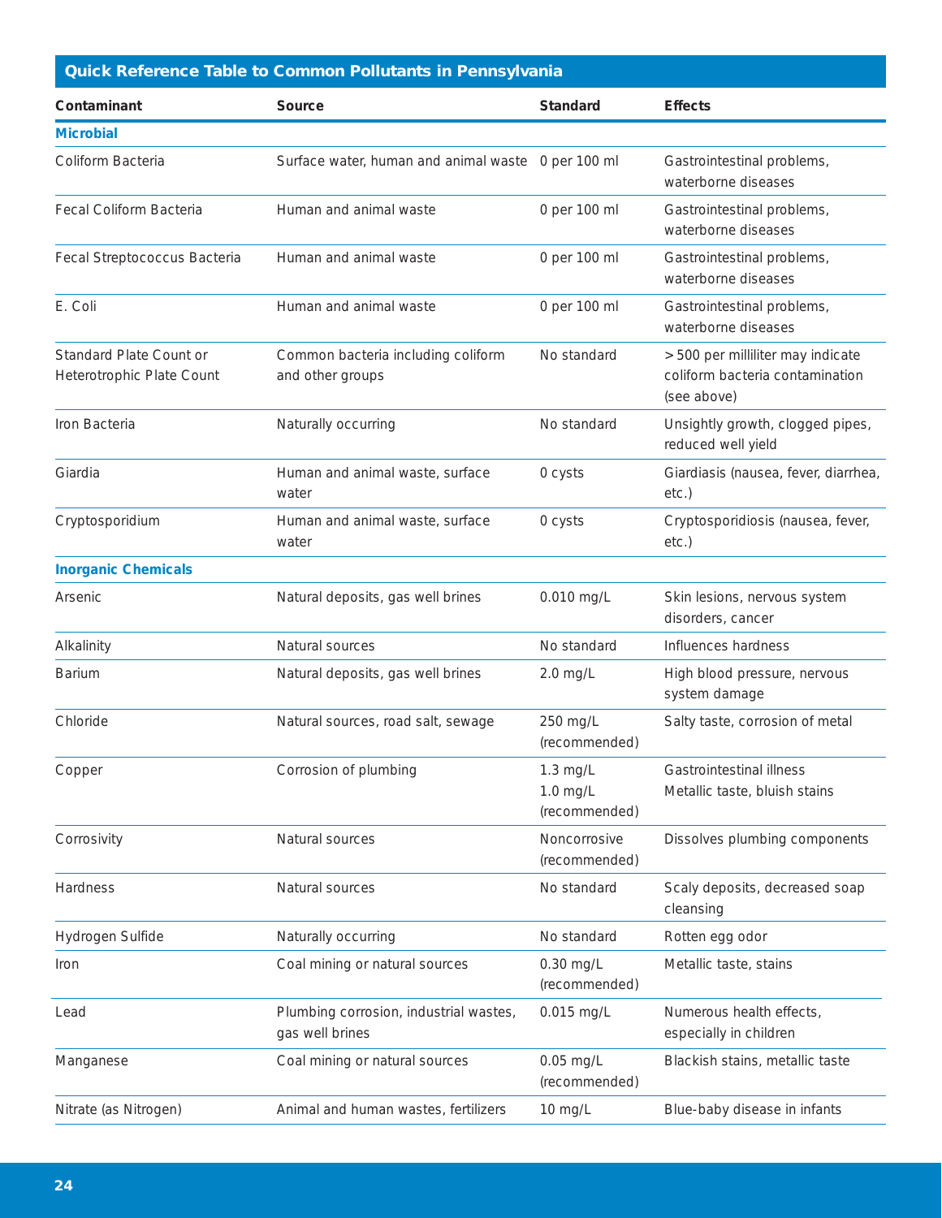## Quick Reference Table to Common Pollutants in Pennsylvania

| Contaminant | Source | Standard | Effects |
|---|---|---|---|
| **Microbial** | | | |
| Coliform Bacteria | Surface water, human and animal waste | 0 per 100 ml | Gastrointestinal problems, waterborne diseases |
| Fecal Coliform Bacteria | Human and animal waste | 0 per 100 ml | Gastrointestinal problems, waterborne diseases |
| Fecal Streptococcus Bacteria | Human and animal waste | 0 per 100 ml | Gastrointestinal problems, waterborne diseases |
| E. Coli | Human and animal waste | 0 per 100 ml | Gastrointestinal problems, waterborne diseases |
| Standard Plate Count or Heterotrophic Plate Count | Common bacteria including coliform and other groups | No standard | >500 per milliliter may indicate coliform bacteria contamination (see above) |
| Iron Bacteria | Naturally occurring | No standard | Unsightly growth, clogged pipes, reduced well yield |
| Giardia | Human and animal waste, surface water | 0 cysts | Giardiasis (nausea, fever, diarrhea, etc.) |
| Cryptosporidium | Human and animal waste, surface water | 0 cysts | Cryptosporidiosis (nausea, fever, etc.) |
| **Inorganic Chemicals** | | | |
| Arsenic | Natural deposits, gas well brines | 0.010 mg/L | Skin lesions, nervous system disorders, cancer |
| Alkalinity | Natural sources | No standard | Influences hardness |
| Barium | Natural deposits, gas well brines | 2.0 mg/L | High blood pressure, nervous system damage |
| Chloride | Natural sources, road salt, sewage | 250 mg/L (recommended) | Salty taste, corrosion of metal |
| Copper | Corrosion of plumbing | 1.3 mg/L<br>1.0 mg/L (recommended) | Gastrointestinal illness<br>Metallic taste, bluish stains |
| Corrosivity | Natural sources | Noncorrosive (recommended) | Dissolves plumbing components |
| Hardness | Natural sources | No standard | Scaly deposits, decreased soap cleansing |
| Hydrogen Sulfide | Naturally occurring | No standard | Rotten egg odor |
| Iron | Coal mining or natural sources | 0.30 mg/L (recommended) | Metallic taste, stains |
| Lead | Plumbing corrosion, industrial wastes, gas well brines | 0.015 mg/L | Numerous health effects, especially in children |
| Manganese | Coal mining or natural sources | 0.05 mg/L (recommended) | Blackish stains, metallic taste |
| Nitrate (as Nitrogen) | Animal and human wastes, fertilizers | 10 mg/L | Blue-baby disease in infants |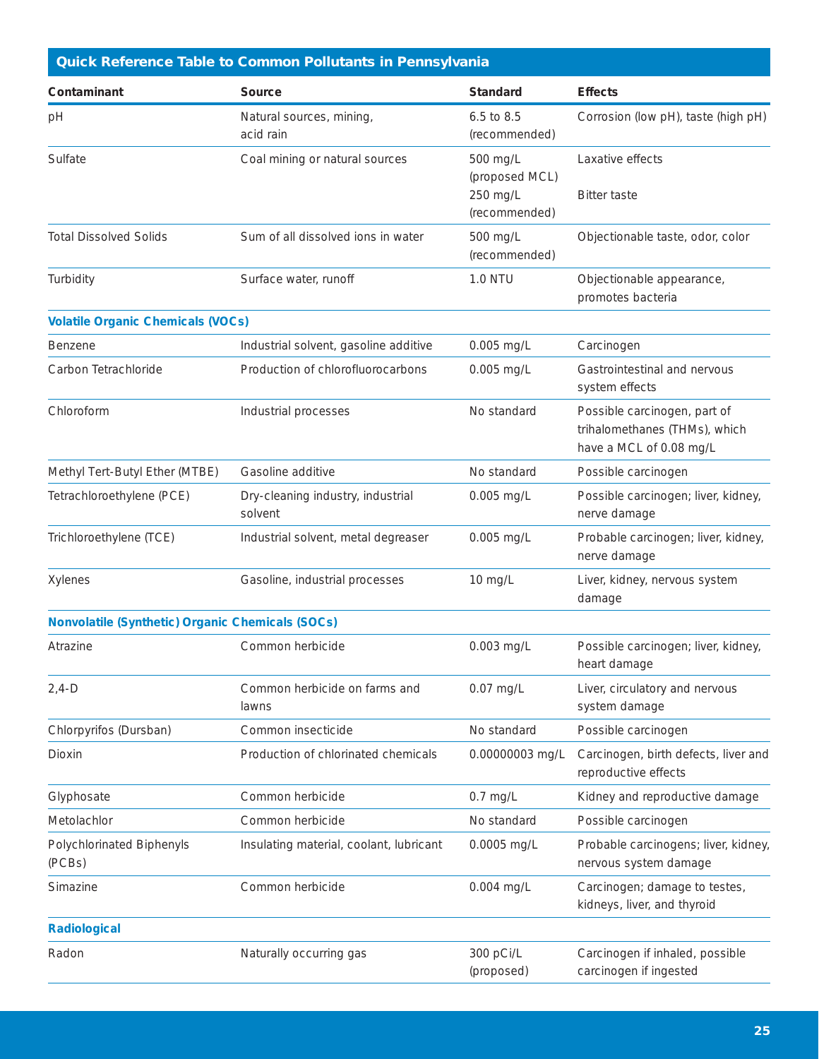## Quick Reference Table to Common Pollutants in Pennsylvania

| Contaminant | Source | Standard | Effects |
|---|---|---|---|
| pH | Natural sources, mining, acid rain | 6.5 to 8.5 (recommended) | Corrosion (low pH), taste (high pH) |
| Sulfate | Coal mining or natural sources | 500 mg/L (proposed MCL) | Laxative effects |
| | | 250 mg/L (recommended) | Bitter taste |
| Total Dissolved Solids | Sum of all dissolved ions in water | 500 mg/L (recommended) | Objectionable taste, odor, color |
| Turbidity | Surface water, runoff | 1.0 NTU | Objectionable appearance, promotes bacteria |
| **Volatile Organic Chemicals (VOCs)** | | | |
| Benzene | Industrial solvent, gasoline additive | 0.005 mg/L | Carcinogen |
| Carbon Tetrachloride | Production of chlorofluorocarbons | 0.005 mg/L | Gastrointestinal and nervous system effects |
| Chloroform | Industrial processes | No standard | Possible carcinogen, part of trihalomethanes (THMs), which have a MCL of 0.08 mg/L |
| Methyl Tert-Butyl Ether (MTBE) | Gasoline additive | No standard | Possible carcinogen |
| Tetrachloroethylene (PCE) | Dry-cleaning industry, industrial solvent | 0.005 mg/L | Possible carcinogen; liver, kidney, nerve damage |
| Trichloroethylene (TCE) | Industrial solvent, metal degreaser | 0.005 mg/L | Probable carcinogen; liver, kidney, nerve damage |
| Xylenes | Gasoline, industrial processes | 10 mg/L | Liver, kidney, nervous system damage |
| **Nonvolatile (Synthetic) Organic Chemicals (SOCs)** | | | |
| Atrazine | Common herbicide | 0.003 mg/L | Possible carcinogen; liver, kidney, heart damage |
| 2,4-D | Common herbicide on farms and lawns | 0.07 mg/L | Liver, circulatory and nervous system damage |
| Chlorpyrifos (Dursban) | Common insecticide | No standard | Possible carcinogen |
| Dioxin | Production of chlorinated chemicals | 0.00000003 mg/L | Carcinogen, birth defects, liver and reproductive effects |
| Glyphosate | Common herbicide | 0.7 mg/L | Kidney and reproductive damage |
| Metolachlor | Common herbicide | No standard | Possible carcinogen |
| Polychlorinated Biphenyls (PCBs) | Insulating material, coolant, lubricant | 0.0005 mg/L | Probable carcinogens; liver, kidney, nervous system damage |
| Simazine | Common herbicide | 0.004 mg/L | Carcinogen; damage to testes, kidneys, liver, and thyroid |
| **Radiological** | | | |
| Radon | Naturally occurring gas | 300 pCi/L (proposed) | Carcinogen if inhaled, possible carcinogen if ingested |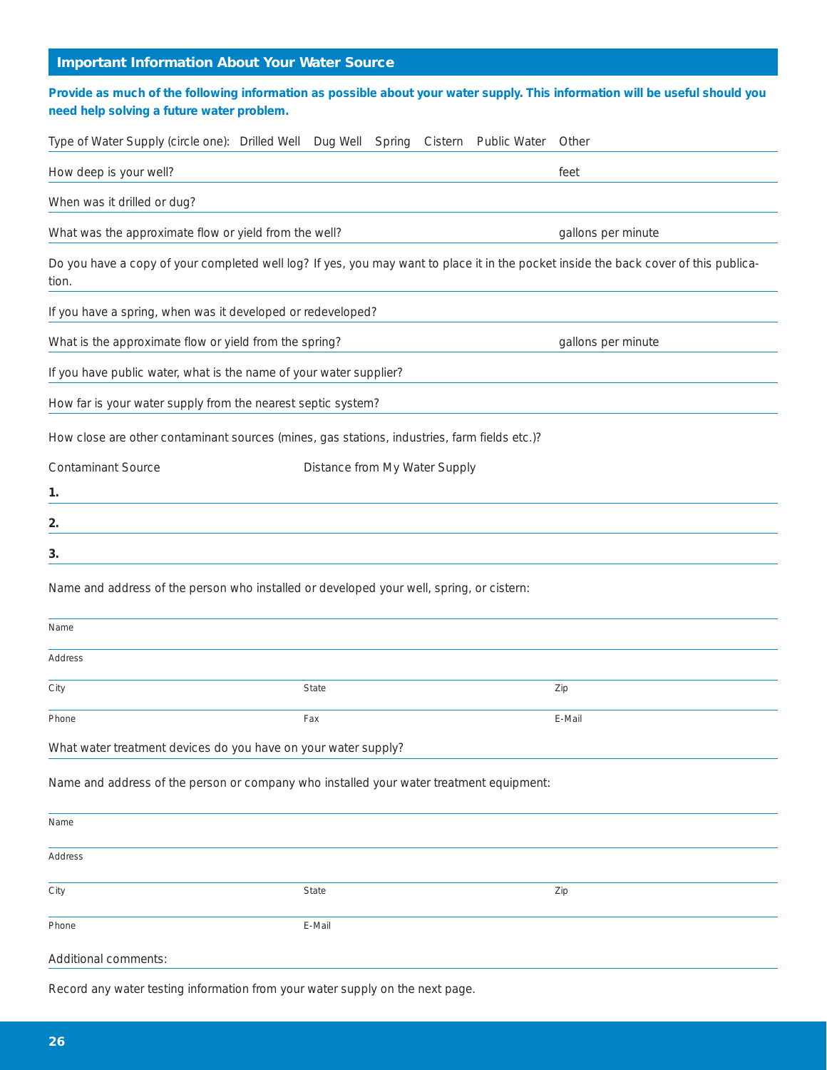## Important Information About Your Water Source

**Provide as much of the following information as possible about your water supply. This information will be useful should you need help solving a future water problem.**

Type of Water Supply (circle one): Drilled Well Dug Well Spring Cistern Public Water Other

How deep is your well? feet

When was it drilled or dug?

What was the approximate flow or yield from the well? gallons per minute

Do you have a copy of your completed well log? If yes, you may want to place it in the pocket inside the back cover of this publication.

If you have a spring, when was it developed or redeveloped?

What is the approximate flow or yield from the spring? gallons per minute

If you have public water, what is the name of your water supplier?

How far is your water supply from the nearest septic system?

How close are other contaminant sources (mines, gas stations, industries, farm fields etc.)?

| Contaminant Source | Distance from My Water Supply |
|---|---|
| **1.** | |
| **2.** | |
| **3.** | |

Name and address of the person who installed or developed your well, spring, or cistern:

Name

Address

City State Zip

Phone Fax E-Mail

What water treatment devices do you have on your water supply?

Name and address of the person or company who installed your water treatment equipment:

Name

Address

City State Zip

Phone E-Mail

Additional comments:

Record any water testing information from your water supply on the next page.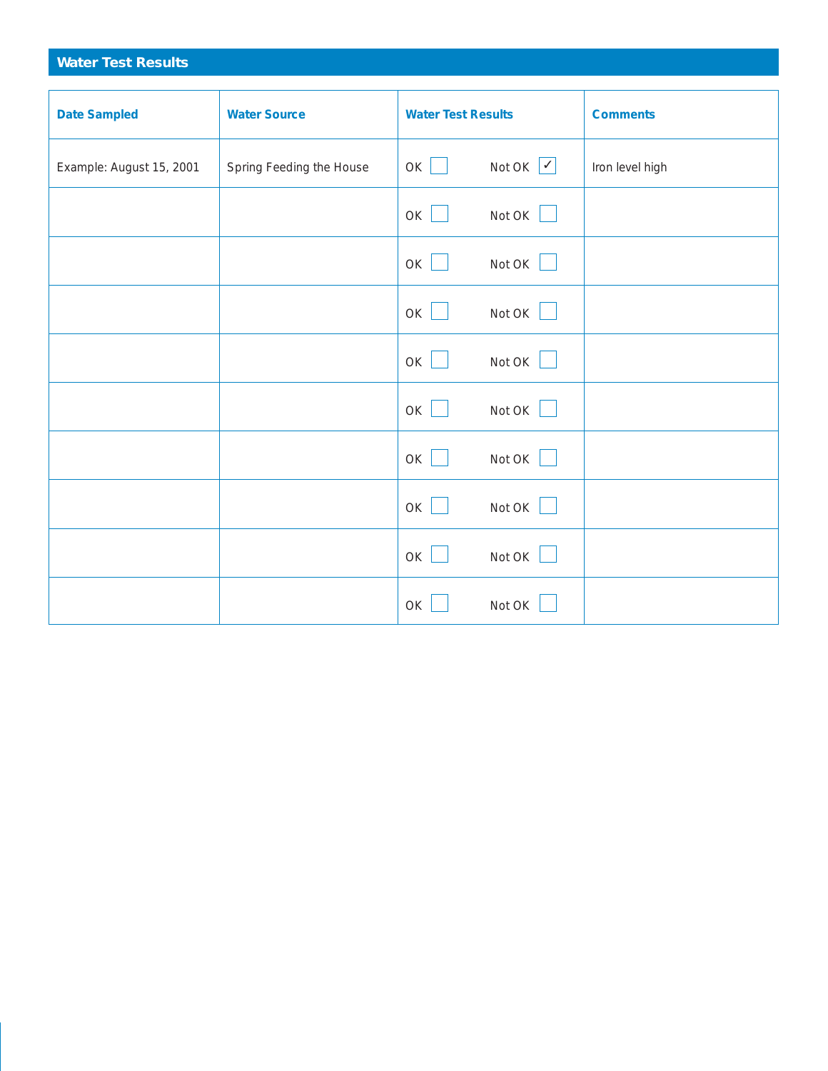## Water Test Results

| Date Sampled | Water Source | Water Test Results | Comments |
|---|---|---|---|
| Example: August 15, 2001 | Spring Feeding the House | OK ☐ Not OK ☑ | Iron level high |
| | | OK ☐ Not OK ☐ | |
| | | OK ☐ Not OK ☐ | |
| | | OK ☐ Not OK ☐ | |
| | | OK ☐ Not OK ☐ | |
| | | OK ☐ Not OK ☐ | |
| | | OK ☐ Not OK ☐ | |
| | | OK ☐ Not OK ☐ | |
| | | OK ☐ Not OK ☐ | |
| | | OK ☐ Not OK ☐ | |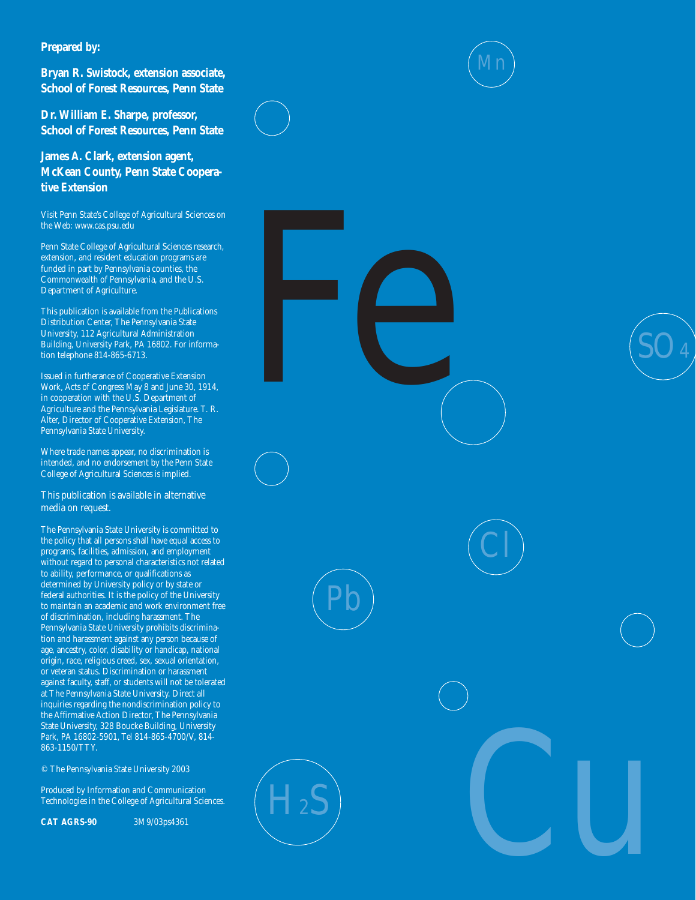**Prepared by:**

**Bryan R. Swistock, extension associate, School of Forest Resources, Penn State**

**Dr. William E. Sharpe, professor, School of Forest Resources, Penn State**

**James A. Clark, extension agent, McKean County, Penn State Cooperative Extension**

Visit Penn State's College of Agricultural Sciences on the Web: www.cas.psu.edu

Penn State College of Agricultural Sciences research, extension, and resident education programs are funded in part by Pennsylvania counties, the Commonwealth of Pennsylvania, and the U.S. Department of Agriculture.

This publication is available from the Publications Distribution Center, The Pennsylvania State University, 112 Agricultural Administration Building, University Park, PA 16802. For information telephone 814-865-6713.

Issued in furtherance of Cooperative Extension Work, Acts of Congress May 8 and June 30, 1914, in cooperation with the U.S. Department of Agriculture and the Pennsylvania Legislature. T. R. Alter, Director of Cooperative Extension, The Pennsylvania State University.

Where trade names appear, no discrimination is intended, and no endorsement by the Penn State College of Agricultural Sciences is implied.

This publication is available in alternative media on request.

The Pennsylvania State University is committed to the policy that all persons shall have equal access to programs, facilities, admission, and employment without regard to personal characteristics not related to ability, performance, or qualifications as determined by University policy or by state or federal authorities. It is the policy of the University to maintain an academic and work environment free of discrimination, including harassment. The Pennsylvania State University prohibits discrimination and harassment against any person because of age, ancestry, color, disability or handicap, national origin, race, religious creed, sex, sexual orientation, or veteran status. Discrimination or harassment against faculty, staff, or students will not be tolerated at The Pennsylvania State University. Direct all inquiries regarding the nondiscrimination policy to the Affirmative Action Director, The Pennsylvania State University, 328 Boucke Building, University Park, PA 16802-5901, Tel 814-865-4700/V, 814-863-1150/TTY.

© The Pennsylvania State University 2003

Produced by Information and Communication Technologies in the College of Agricultural Sciences.

**CAT AGRS-90** 3M 9/03ps4361

Mn

Fe

$SO_4$

Cl

Pb

$H_2S$

Cu